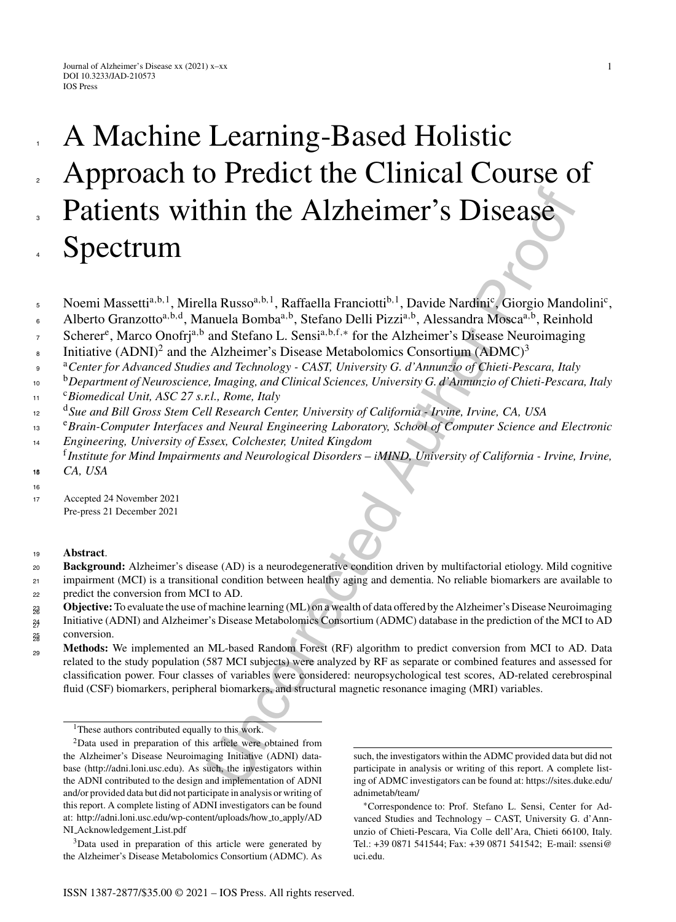# A Machine Learning-Based Holistic Approach to Predict the Clinical Course of Patients within the Alzheimer's Disease Spectrum

Noemi Massetti[a,b,1], Mirella Russo[a,b,1], Raffaella Franciotti[b,1], Davide Nardini[c], Giorgio Mandolini[c], Alberto Granzotto[a,b,d], Manuela Bomba[a,b], Stefano Delli Pizzi[a,b], Alessandra Mosca[a,b], Reinhold Scherer[e], Marco Onofrj[a,b] and Stefano L. Sensi[a,b,f,*] for the Alzheimer's Disease Neuroimaging Initiative (ADNI)[2] and the Alzheimer's Disease Metabolomics Consortium (ADMC)[3]

[a] *Center for Advanced Studies and Technology - CAST, University G. d'Annunzio of Chieti-Pescara, Italy*

[b] *Department of Neuroscience, Imaging, and Clinical Sciences, University G. d'Annunzio of Chieti-Pescara, Italy*

[c] *Biomedical Unit, ASC 27 s.r.l., Rome, Italy*

[d] *Sue and Bill Gross Stem Cell Research Center, University of California - Irvine, Irvine, CA, USA*

[e] *Brain-Computer Interfaces and Neural Engineering Laboratory, School of Computer Science and Electronic Engineering, University of Essex, Colchester, United Kingdom*

[f] *Institute for Mind Impairments and Neurological Disorders – iMIND, University of California - Irvine, Irvine, CA, USA*

Accepted 24 November 2021
Pre-press 21 December 2021

**Abstract.**

**Background:** Alzheimer's disease (AD) is a neurodegenerative condition driven by multifactorial etiology. Mild cognitive impairment (MCI) is a transitional condition between healthy aging and dementia. No reliable biomarkers are available to predict the conversion from MCI to AD.

**Objective:** To evaluate the use of machine learning (ML) on a wealth of data offered by the Alzheimer's Disease Neuroimaging Initiative (ADNI) and Alzheimer's Disease Metabolomics Consortium (ADMC) database in the prediction of the MCI to AD conversion.

**Methods:** We implemented an ML-based Random Forest (RF) algorithm to predict conversion from MCI to AD. Data related to the study population (587 MCI subjects) were analyzed by RF as separate or combined features and assessed for classification power. Four classes of variables were considered: neuropsychological test scores, AD-related cerebrospinal fluid (CSF) biomarkers, peripheral biomarkers, and structural magnetic resonance imaging (MRI) variables.

---

[1] These authors contributed equally to this work.

[2] Data used in preparation of this article were obtained from the Alzheimer's Disease Neuroimaging Initiative (ADNI) database (http://adni.loni.usc.edu). As such, the investigators within the ADNI contributed to the design and implementation of ADNI and/or provided data but did not participate in analysis or writing of this report. A complete listing of ADNI investigators can be found at: http://adni.loni.usc.edu/wp-content/uploads/how_to_apply/ADNI_Acknowledgement_List.pdf

[3] Data used in preparation of this article were generated by the Alzheimer's Disease Metabolomics Consortium (ADMC). As such, the investigators within the ADMC provided data but did not participate in analysis or writing of this report. A complete listing of ADMC investigators can be found at: https://sites.duke.edu/adnimetab/team/

*Correspondence to: Prof. Stefano L. Sensi, Center for Advanced Studies and Technology – CAST, University G. d'Annunzio of Chieti-Pescara, Via Colle dell'Ara, Chieti 66100, Italy. Tel.: +39 0871 541544; Fax: +39 0871 541542; E-mail: ssensi@uci.edu.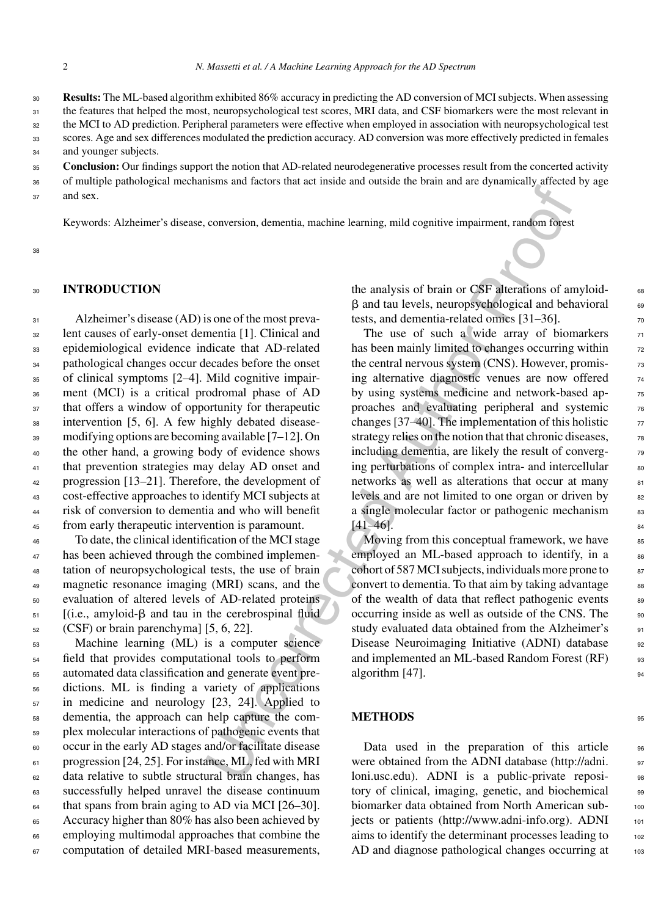**Results:** The ML-based algorithm exhibited 86% accuracy in predicting the AD conversion of MCI subjects. When assessing the features that helped the most, neuropsychological test scores, MRI data, and CSF biomarkers were the most relevant in the MCI to AD prediction. Peripheral parameters were effective when employed in association with neuropsychological test scores. Age and sex differences modulated the prediction accuracy. AD conversion was more effectively predicted in females and younger subjects.

**Conclusion:** Our findings support the notion that AD-related neurodegenerative processes result from the concerted activity of multiple pathological mechanisms and factors that act inside and outside the brain and are dynamically affected by age and sex.

Keywords: Alzheimer's disease, conversion, dementia, machine learning, mild cognitive impairment, random forest

## INTRODUCTION

Alzheimer's disease (AD) is one of the most prevalent causes of early-onset dementia [1]. Clinical and epidemiological evidence indicate that AD-related pathological changes occur decades before the onset of clinical symptoms [2–4]. Mild cognitive impairment (MCI) is a critical prodromal phase of AD that offers a window of opportunity for therapeutic intervention [5, 6]. A few highly debated disease-modifying options are becoming available [7–12]. On the other hand, a growing body of evidence shows that prevention strategies may delay AD onset and progression [13–21]. Therefore, the development of cost-effective approaches to identify MCI subjects at risk of conversion to dementia and who will benefit from early therapeutic intervention is paramount.

To date, the clinical identification of the MCI stage has been achieved through the combined implementation of neuropsychological tests, the use of brain magnetic resonance imaging (MRI) scans, and the evaluation of altered levels of AD-related proteins [(i.e., amyloid-β and tau in the cerebrospinal fluid (CSF) or brain parenchyma] [5, 6, 22].

Machine learning (ML) is a computer science field that provides computational tools to perform automated data classification and generate event predictions. ML is finding a variety of applications in medicine and neurology [23, 24]. Applied to dementia, the approach can help capture the complex molecular interactions of pathogenic events that occur in the early AD stages and/or facilitate disease progression [24, 25]. For instance, ML, fed with MRI data relative to subtle structural brain changes, has successfully helped unravel the disease continuum that spans from brain aging to AD via MCI [26–30]. Accuracy higher than 80% has also been achieved by employing multimodal approaches that combine the computation of detailed MRI-based measurements, the analysis of brain or CSF alterations of amyloid-β and tau levels, neuropsychological and behavioral tests, and dementia-related omics [31–36].

The use of such a wide array of biomarkers has been mainly limited to changes occurring within the central nervous system (CNS). However, promising alternative diagnostic venues are now offered by using systems medicine and network-based approaches and evaluating peripheral and systemic changes [37–40]. The implementation of this holistic strategy relies on the notion that that chronic diseases, including dementia, are likely the result of converging perturbations of complex intra- and intercellular networks as well as alterations that occur at many levels and are not limited to one organ or driven by a single molecular factor or pathogenic mechanism [41–46].

Moving from this conceptual framework, we have employed an ML-based approach to identify, in a cohort of 587 MCI subjects, individuals more prone to convert to dementia. To that aim by taking advantage of the wealth of data that reflect pathogenic events occurring inside as well as outside of the CNS. The study evaluated data obtained from the Alzheimer's Disease Neuroimaging Initiative (ADNI) database and implemented an ML-based Random Forest (RF) algorithm [47].

## METHODS

Data used in the preparation of this article were obtained from the ADNI database (http://adni.loni.usc.edu). ADNI is a public-private repository of clinical, imaging, genetic, and biochemical biomarker data obtained from North American subjects or patients (http://www.adni-info.org). ADNI aims to identify the determinant processes leading to AD and diagnose pathological changes occurring at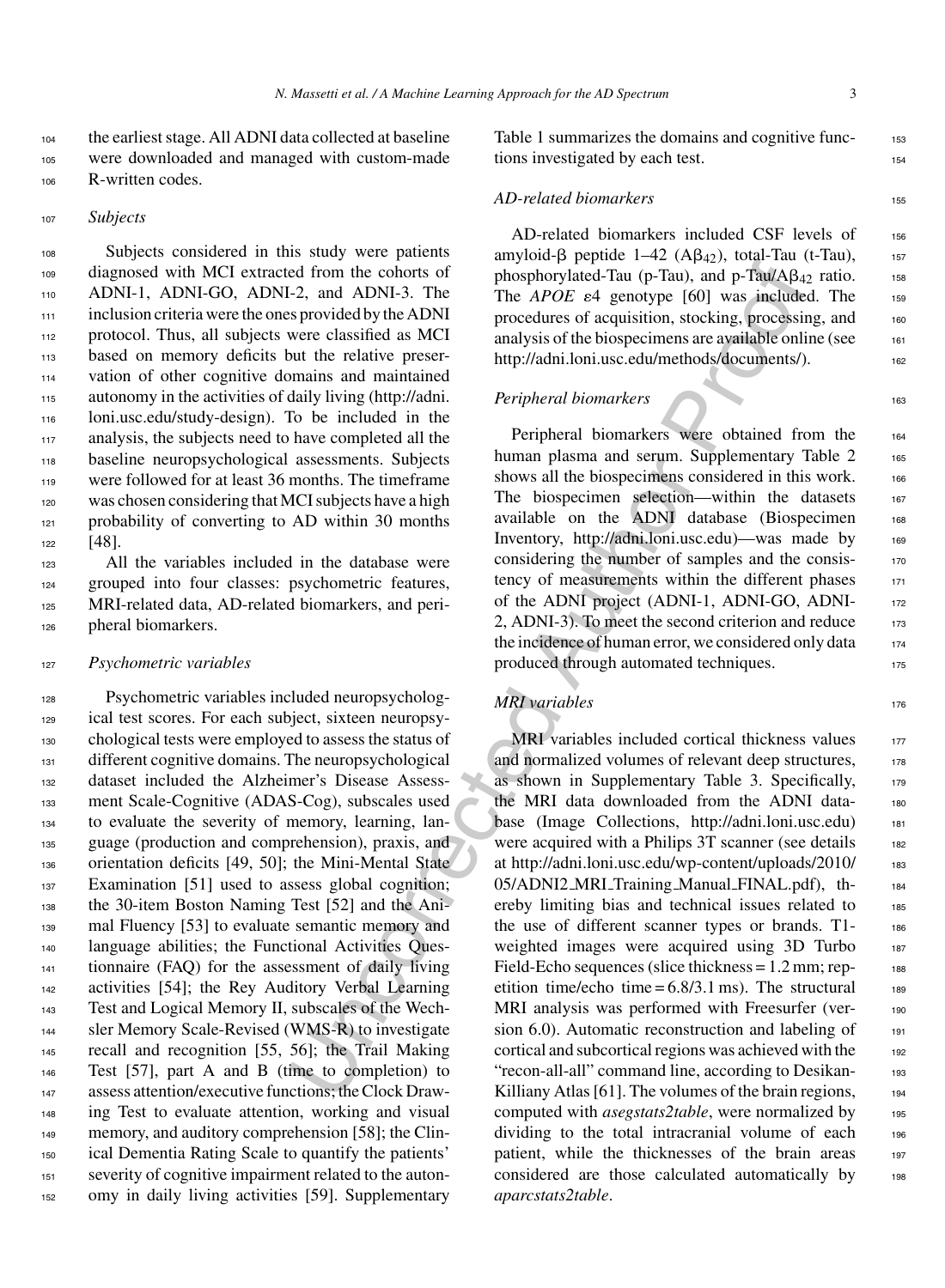the earliest stage. All ADNI data collected at baseline were downloaded and managed with custom-made R-written codes.

### *Subjects*

Subjects considered in this study were patients diagnosed with MCI extracted from the cohorts of ADNI-1, ADNI-GO, ADNI-2, and ADNI-3. The inclusion criteria were the ones provided by the ADNI protocol. Thus, all subjects were classified as MCI based on memory deficits but the relative preservation of other cognitive domains and maintained autonomy in the activities of daily living (http://adni.loni.usc.edu/study-design). To be included in the analysis, the subjects need to have completed all the baseline neuropsychological assessments. Subjects were followed for at least 36 months. The timeframe was chosen considering that MCI subjects have a high probability of converting to AD within 30 months [48].

All the variables included in the database were grouped into four classes: psychometric features, MRI-related data, AD-related biomarkers, and peripheral biomarkers.

### *Psychometric variables*

Psychometric variables included neuropsychological test scores. For each subject, sixteen neuropsychological tests were employed to assess the status of different cognitive domains. The neuropsychological dataset included the Alzheimer's Disease Assessment Scale-Cognitive (ADAS-Cog), subscales used to evaluate the severity of memory, learning, language (production and comprehension), praxis, and orientation deficits [49, 50]; the Mini-Mental State Examination [51] used to assess global cognition; the 30-item Boston Naming Test [52] and the Animal Fluency [53] to evaluate semantic memory and language abilities; the Functional Activities Questionnaire (FAQ) for the assessment of daily living activities [54]; the Rey Auditory Verbal Learning Test and Logical Memory II, subscales of the Wechsler Memory Scale-Revised (WMS-R) to investigate recall and recognition [55, 56]; the Trail Making Test [57], part A and B (time to completion) to assess attention/executive functions; the Clock Drawing Test to evaluate attention, working and visual memory, and auditory comprehension [58]; the Clinical Dementia Rating Scale to quantify the patients' severity of cognitive impairment related to the autonomy in daily living activities [59]. Supplementary Table 1 summarizes the domains and cognitive functions investigated by each test.

### *AD-related biomarkers*

AD-related biomarkers included CSF levels of amyloid-β peptide 1–42 ($A\beta_{42}$), total-Tau (t-Tau), phosphorylated-Tau (p-Tau), and p-Tau/$A\beta_{42}$ ratio. The *APOE* $\varepsilon 4$ genotype [60] was included. The procedures of acquisition, stocking, processing, and analysis of the biospecimens are available online (see http://adni.loni.usc.edu/methods/documents/).

### *Peripheral biomarkers*

Peripheral biomarkers were obtained from the human plasma and serum. Supplementary Table 2 shows all the biospecimens considered in this work. The biospecimen selection—within the datasets available on the ADNI database (Biospecimen Inventory, http://adni.loni.usc.edu)—was made by considering the number of samples and the consistency of measurements within the different phases of the ADNI project (ADNI-1, ADNI-GO, ADNI-2, ADNI-3). To meet the second criterion and reduce the incidence of human error, we considered only data produced through automated techniques.

### *MRI variables*

MRI variables included cortical thickness values and normalized volumes of relevant deep structures, as shown in Supplementary Table 3. Specifically, the MRI data downloaded from the ADNI database (Image Collections, http://adni.loni.usc.edu) were acquired with a Philips 3T scanner (see details at http://adni.loni.usc.edu/wp-content/uploads/2010/05/ADNI2_MRI_Training_Manual_FINAL.pdf), thereby limiting bias and technical issues related to the use of different scanner types or brands. T1-weighted images were acquired using 3D Turbo Field-Echo sequences (slice thickness = 1.2 mm; repetition time/echo time = 6.8/3.1 ms). The structural MRI analysis was performed with Freesurfer (version 6.0). Automatic reconstruction and labeling of cortical and subcortical regions was achieved with the "recon-all-all" command line, according to Desikan-Killiany Atlas [61]. The volumes of the brain regions, computed with *asegstats2table*, were normalized by dividing to the total intracranial volume of each patient, while the thicknesses of the brain areas considered are those calculated automatically by *aparcstats2table*.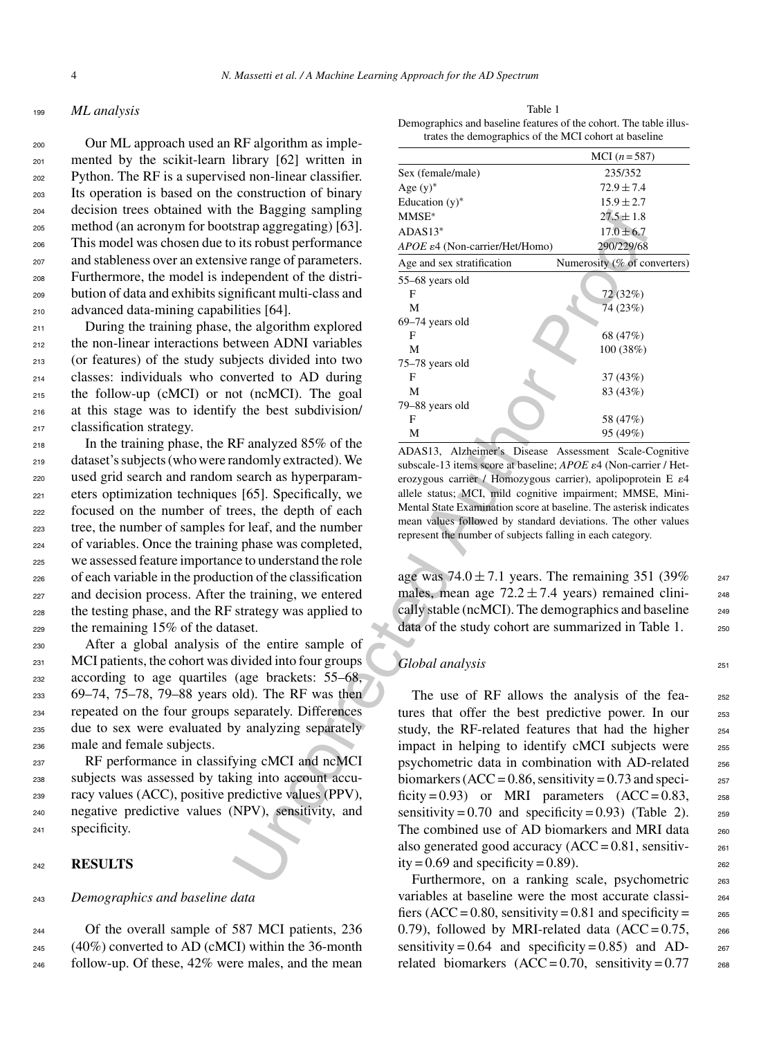## ML analysis

Our ML approach used an RF algorithm as implemented by the scikit-learn library [62] written in Python. The RF is a supervised non-linear classifier. Its operation is based on the construction of binary decision trees obtained with the Bagging sampling method (an acronym for bootstrap aggregating) [63]. This model was chosen due to its robust performance and stableness over an extensive range of parameters. Furthermore, the model is independent of the distribution of data and exhibits significant multi-class and advanced data-mining capabilities [64].

During the training phase, the algorithm explored the non-linear interactions between ADNI variables (or features) of the study subjects divided into two classes: individuals who converted to AD during the follow-up (cMCI) or not (ncMCI). The goal at this stage was to identify the best subdivision/ classification strategy.

In the training phase, the RF analyzed 85% of the dataset's subjects (who were randomly extracted). We used grid search and random search as hyperparameters optimization techniques [65]. Specifically, we focused on the number of trees, the depth of each tree, the number of samples for leaf, and the number of variables. Once the training phase was completed, we assessed feature importance to understand the role of each variable in the production of the classification and decision process. After the training, we entered the testing phase, and the RF strategy was applied to the remaining 15% of the dataset.

After a global analysis of the entire sample of MCI patients, the cohort was divided into four groups according to age quartiles (age brackets: 55–68, 69–74, 75–78, 79–88 years old). The RF was then repeated on the four groups separately. Differences due to sex were evaluated by analyzing separately male and female subjects.

RF performance in classifying cMCI and ncMCI subjects was assessed by taking into account accuracy values (ACC), positive predictive values (PPV), negative predictive values (NPV), sensitivity, and specificity.

## RESULTS

### Demographics and baseline data

Of the overall sample of 587 MCI patients, 236 (40%) converted to AD (cMCI) within the 36-month follow-up. Of these, 42% were males, and the mean age was $74.0 \pm 7.1$ years. The remaining 351 (39% males, mean age $72.2 \pm 7.4$ years) remained clinically stable (ncMCI). The demographics and baseline data of the study cohort are summarized in Table 1.

Table 1
Demographics and baseline features of the cohort. The table illustrates the demographics of the MCI cohort at baseline

| | MCI ($n = 587$) |
|---|---|
| Sex (female/male) | 235/352 |
| Age (y)* | $72.9 \pm 7.4$ |
| Education (y)* | $15.9 \pm 2.7$ |
| MMSE* | $27.5 \pm 1.8$ |
| ADAS13* | $17.0 \pm 6.7$ |
| *APOE* $\varepsilon$4 (Non-carrier/Het/Homo) | 290/229/68 |
| **Age and sex stratification** | **Numerosity (% of converters)** |
| 55–68 years old | |
| F | 72 (32%) |
| M | 74 (23%) |
| 69–74 years old | |
| F | 68 (47%) |
| M | 100 (38%) |
| 75–78 years old | |
| F | 37 (43%) |
| M | 83 (43%) |
| 79–88 years old | |
| F | 58 (47%) |
| M | 95 (49%) |

ADAS13, Alzheimer's Disease Assessment Scale-Cognitive subscale-13 items score at baseline; *APOE* $\varepsilon$4 (Non-carrier / Heterozygous carrier / Homozygous carrier), apolipoprotein E $\varepsilon$4 allele status; MCI, mild cognitive impairment; MMSE, Mini-Mental State Examination score at baseline. The asterisk indicates mean values followed by standard deviations. The other values represent the number of subjects falling in each category.

### Global analysis

The use of RF allows the analysis of the features that offer the best predictive power. In our study, the RF-related features that had the higher impact in helping to identify cMCI subjects were psychometric data in combination with AD-related biomarkers (ACC = 0.86, sensitivity = 0.73 and specificity = 0.93) or MRI parameters (ACC = 0.83, sensitivity = 0.70 and specificity = 0.93) (Table 2). The combined use of AD biomarkers and MRI data also generated good accuracy (ACC = 0.81, sensitivity = 0.69 and specificity = 0.89).

Furthermore, on a ranking scale, psychometric variables at baseline were the most accurate classifiers (ACC = 0.80, sensitivity = 0.81 and specificity = 0.79), followed by MRI-related data (ACC = 0.75, sensitivity = 0.64 and specificity = 0.85) and AD-related biomarkers (ACC = 0.70, sensitivity = 0.77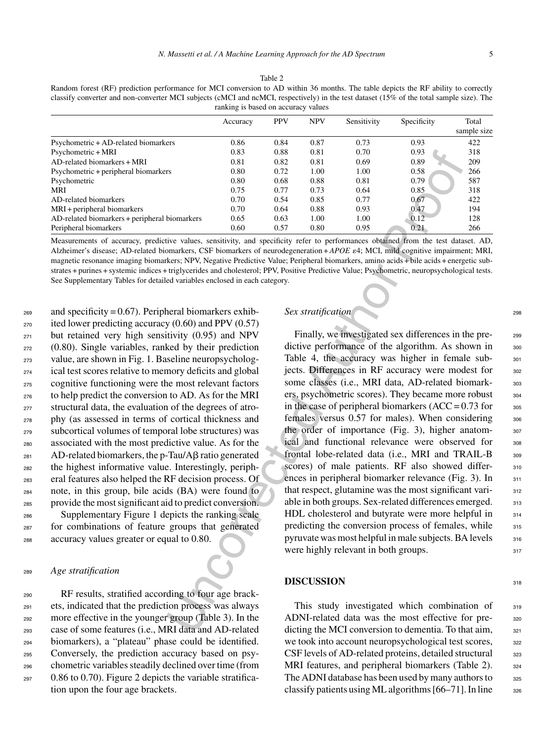Table 2

Random forest (RF) prediction performance for MCI conversion to AD within 36 months. The table depicts the RF ability to correctly classify converter and non-converter MCI subjects (cMCI and ncMCI, respectively) in the test dataset (15% of the total sample size). The ranking is based on accuracy values

| | Accuracy | PPV | NPV | Sensitivity | Specificity | Total sample size |
|---|---|---|---|---|---|---|
| Psychometric + AD-related biomarkers | 0.86 | 0.84 | 0.87 | 0.73 | 0.93 | 422 |
| Psychometric + MRI | 0.83 | 0.88 | 0.81 | 0.70 | 0.93 | 318 |
| AD-related biomarkers + MRI | 0.81 | 0.82 | 0.81 | 0.69 | 0.89 | 209 |
| Psychometric + peripheral biomarkers | 0.80 | 0.72 | 1.00 | 1.00 | 0.58 | 266 |
| Psychometric | 0.80 | 0.68 | 0.88 | 0.81 | 0.79 | 587 |
| MRI | 0.75 | 0.77 | 0.73 | 0.64 | 0.85 | 318 |
| AD-related biomarkers | 0.70 | 0.54 | 0.85 | 0.77 | 0.67 | 422 |
| MRI + peripheral biomarkers | 0.70 | 0.64 | 0.88 | 0.93 | 0.47 | 194 |
| AD-related biomarkers + peripheral biomarkers | 0.65 | 0.63 | 1.00 | 1.00 | 0.12 | 128 |
| Peripheral biomarkers | 0.60 | 0.57 | 0.80 | 0.95 | 0.21 | 266 |

Measurements of accuracy, predictive values, sensitivity, and specificity refer to performances obtained from the test dataset. AD, Alzheimer's disease; AD-related biomarkers, CSF biomarkers of neurodegeneration + *APOE* $\varepsilon$4; MCI, mild cognitive impairment; MRI, magnetic resonance imaging biomarkers; NPV, Negative Predictive Value; Peripheral biomarkers, amino acids + bile acids + energetic substrates + purines + systemic indices + triglycerides and cholesterol; PPV, Positive Predictive Value; Psychometric, neuropsychological tests. See Supplementary Tables for detailed variables enclosed in each category.

and specificity = 0.67). Peripheral biomarkers exhibited lower predicting accuracy (0.60) and PPV (0.57) but retained very high sensitivity (0.95) and NPV (0.80). Single variables, ranked by their prediction value, are shown in Fig. 1. Baseline neuropsychological test scores relative to memory deficits and global cognitive functioning were the most relevant factors to help predict the conversion to AD. As for the MRI structural data, the evaluation of the degrees of atrophy (as assessed in terms of cortical thickness and subcortical volumes of temporal lobe structures) was associated with the most predictive value. As for the AD-related biomarkers, the p-Tau/A$\beta$ ratio generated the highest informative value. Interestingly, peripheral features also helped the RF decision process. Of note, in this group, bile acids (BA) were found to provide the most significant aid to predict conversion.

Supplementary Figure 1 depicts the ranking scale for combinations of feature groups that generated accuracy values greater or equal to 0.80.

### *Age stratification*

RF results, stratified according to four age brackets, indicated that the prediction process was always more effective in the younger group (Table 3). In the case of some features (i.e., MRI data and AD-related biomarkers), a "plateau" phase could be identified. Conversely, the prediction accuracy based on psychometric variables steadily declined over time (from 0.86 to 0.70). Figure 2 depicts the variable stratification upon the four age brackets.

### *Sex stratification*

Finally, we investigated sex differences in the predictive performance of the algorithm. As shown in Table 4, the accuracy was higher in female subjects. Differences in RF accuracy were modest for some classes (i.e., MRI data, AD-related biomarkers, psychometric scores). They became more robust in the case of peripheral biomarkers (ACC = 0.73 for females versus 0.57 for males). When considering the order of importance (Fig. 3), higher anatomical and functional relevance were observed for frontal lobe-related data (i.e., MRI and TRAIL-B scores) of male patients. RF also showed differences in peripheral biomarker relevance (Fig. 3). In that respect, glutamine was the most significant variable in both groups. Sex-related differences emerged. HDL cholesterol and butyrate were more helpful in predicting the conversion process of females, while pyruvate was most helpful in male subjects. BA levels were highly relevant in both groups.

## DISCUSSION

This study investigated which combination of ADNI-related data was the most effective for predicting the MCI conversion to dementia. To that aim, we took into account neuropsychological test scores, CSF levels of AD-related proteins, detailed structural MRI features, and peripheral biomarkers (Table 2). The ADNI database has been used by many authors to classify patients using ML algorithms [66–71]. In line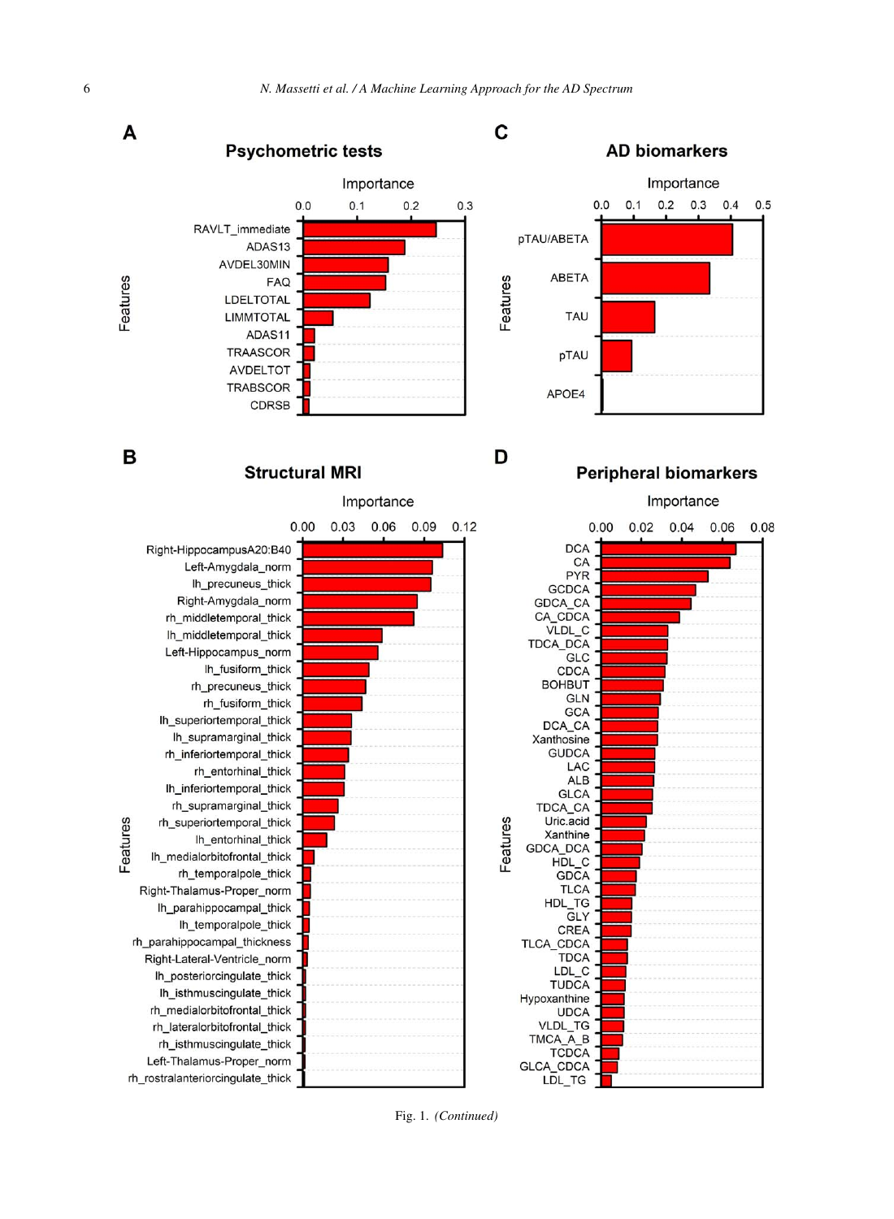Fig. 1. *(Continued)*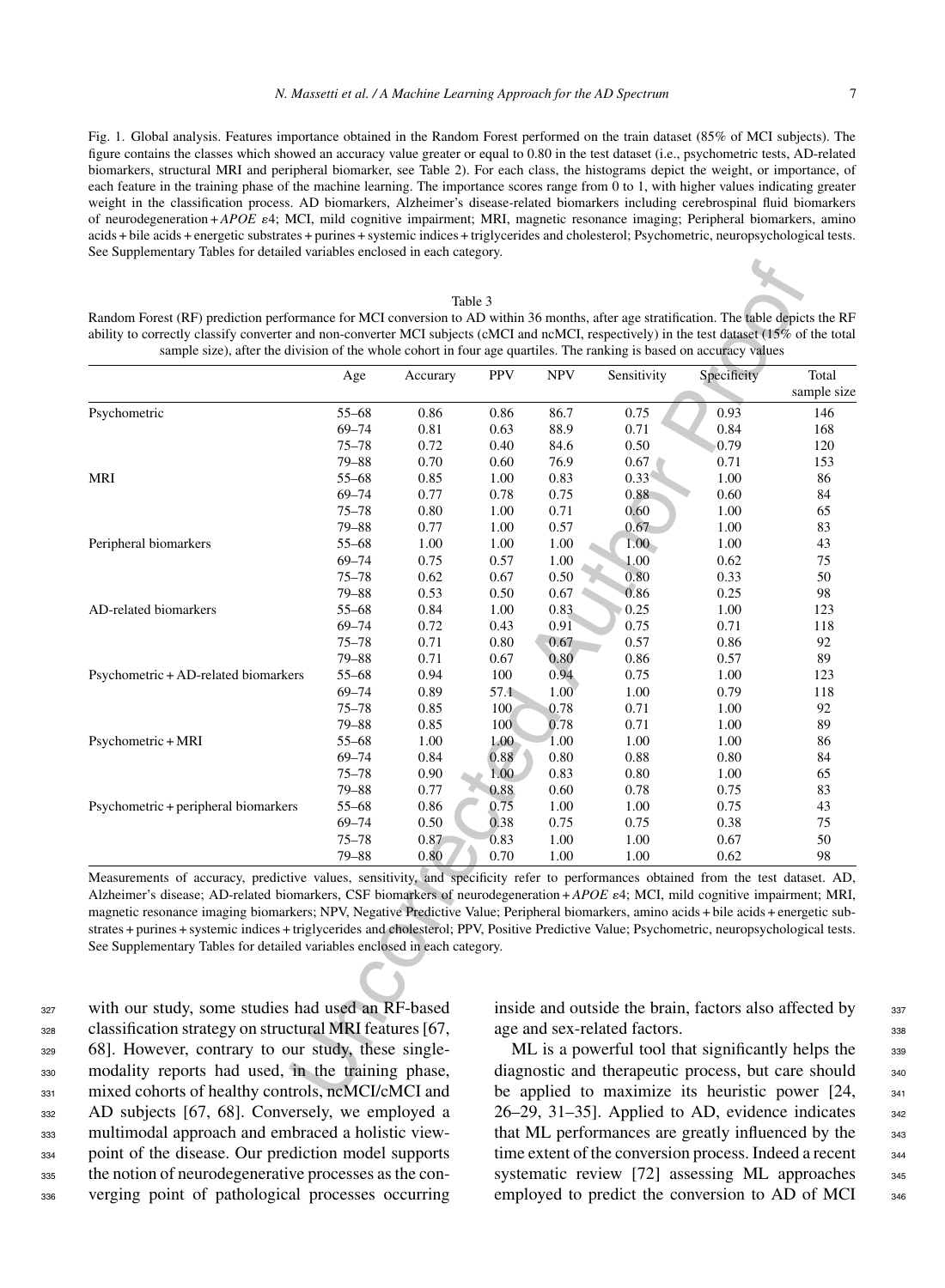Fig. 1. Global analysis. Features importance obtained in the Random Forest performed on the train dataset (85% of MCI subjects). The figure contains the classes which showed an accuracy value greater or equal to 0.80 in the test dataset (i.e., psychometric tests, AD-related biomarkers, structural MRI and peripheral biomarker, see Table 2). For each class, the histograms depict the weight, or importance, of each feature in the training phase of the machine learning. The importance scores range from 0 to 1, with higher values indicating greater weight in the classification process. AD biomarkers, Alzheimer's disease-related biomarkers including cerebrospinal fluid biomarkers of neurodegeneration + *APOE* ε4; MCI, mild cognitive impairment; MRI, magnetic resonance imaging; Peripheral biomarkers, amino acids + bile acids + energetic substrates + purines + systemic indices + triglycerides and cholesterol; Psychometric, neuropsychological tests. See Supplementary Tables for detailed variables enclosed in each category.

Table 3

Random Forest (RF) prediction performance for MCI conversion to AD within 36 months, after age stratification. The table depicts the RF ability to correctly classify converter and non-converter MCI subjects (cMCI and ncMCI, respectively) in the test dataset (15% of the total sample size), after the division of the whole cohort in four age quartiles. The ranking is based on accuracy values

| | Age | Accurary | PPV | NPV | Sensitivity | Specificity | Total sample size |
|---|---|---|---|---|---|---|---|
| Psychometric | 55–68 | 0.86 | 0.86 | 86.7 | 0.75 | 0.93 | 146 |
| | 69–74 | 0.81 | 0.63 | 88.9 | 0.71 | 0.84 | 168 |
| | 75–78 | 0.72 | 0.40 | 84.6 | 0.50 | 0.79 | 120 |
| | 79–88 | 0.70 | 0.60 | 76.9 | 0.67 | 0.71 | 153 |
| MRI | 55–68 | 0.85 | 1.00 | 0.83 | 0.33 | 1.00 | 86 |
| | 69–74 | 0.77 | 0.78 | 0.75 | 0.88 | 0.60 | 84 |
| | 75–78 | 0.80 | 1.00 | 0.71 | 0.60 | 1.00 | 65 |
| | 79–88 | 0.77 | 1.00 | 0.57 | 0.67 | 1.00 | 83 |
| Peripheral biomarkers | 55–68 | 1.00 | 1.00 | 1.00 | 1.00 | 1.00 | 43 |
| | 69–74 | 0.75 | 0.57 | 1.00 | 1.00 | 0.62 | 75 |
| | 75–78 | 0.62 | 0.67 | 0.50 | 0.80 | 0.33 | 50 |
| | 79–88 | 0.53 | 0.50 | 0.67 | 0.86 | 0.25 | 98 |
| AD-related biomarkers | 55–68 | 0.84 | 1.00 | 0.83 | 0.25 | 1.00 | 123 |
| | 69–74 | 0.72 | 0.43 | 0.91 | 0.75 | 0.71 | 118 |
| | 75–78 | 0.71 | 0.80 | 0.67 | 0.57 | 0.86 | 92 |
| | 79–88 | 0.71 | 0.67 | 0.80 | 0.86 | 0.57 | 89 |
| Psychometric + AD-related biomarkers | 55–68 | 0.94 | 100 | 0.94 | 0.75 | 1.00 | 123 |
| | 69–74 | 0.89 | 57.1 | 1.00 | 1.00 | 0.79 | 118 |
| | 75–78 | 0.85 | 100 | 0.78 | 0.71 | 1.00 | 92 |
| | 79–88 | 0.85 | 100 | 0.78 | 0.71 | 1.00 | 89 |
| Psychometric + MRI | 55–68 | 1.00 | 1.00 | 1.00 | 1.00 | 1.00 | 86 |
| | 69–74 | 0.84 | 0.88 | 0.80 | 0.88 | 0.80 | 84 |
| | 75–78 | 0.90 | 1.00 | 0.83 | 0.80 | 1.00 | 65 |
| | 79–88 | 0.77 | 0.88 | 0.60 | 0.78 | 0.75 | 83 |
| Psychometric + peripheral biomarkers | 55–68 | 0.86 | 0.75 | 1.00 | 1.00 | 0.75 | 43 |
| | 69–74 | 0.50 | 0.38 | 0.75 | 0.75 | 0.38 | 75 |
| | 75–78 | 0.87 | 0.83 | 1.00 | 1.00 | 0.67 | 50 |
| | 79–88 | 0.80 | 0.70 | 1.00 | 1.00 | 0.62 | 98 |

Measurements of accuracy, predictive values, sensitivity, and specificity refer to performances obtained from the test dataset. AD, Alzheimer's disease; AD-related biomarkers, CSF biomarkers of neurodegeneration + *APOE* ε4; MCI, mild cognitive impairment; MRI, magnetic resonance imaging biomarkers; NPV, Negative Predictive Value; Peripheral biomarkers, amino acids + bile acids + energetic substrates + purines + systemic indices + triglycerides and cholesterol; PPV, Positive Predictive Value; Psychometric, neuropsychological tests. See Supplementary Tables for detailed variables enclosed in each category.

with our study, some studies had used an RF-based classification strategy on structural MRI features [67, 68]. However, contrary to our study, these single-modality reports had used, in the training phase, mixed cohorts of healthy controls, ncMCI/cMCI and AD subjects [67, 68]. Conversely, we employed a multimodal approach and embraced a holistic viewpoint of the disease. Our prediction model supports the notion of neurodegenerative processes as the converging point of pathological processes occurring inside and outside the brain, factors also affected by age and sex-related factors.

ML is a powerful tool that significantly helps the diagnostic and therapeutic process, but care should be applied to maximize its heuristic power [24, 26–29, 31–35]. Applied to AD, evidence indicates that ML performances are greatly influenced by the time extent of the conversion process. Indeed a recent systematic review [72] assessing ML approaches employed to predict the conversion to AD of MCI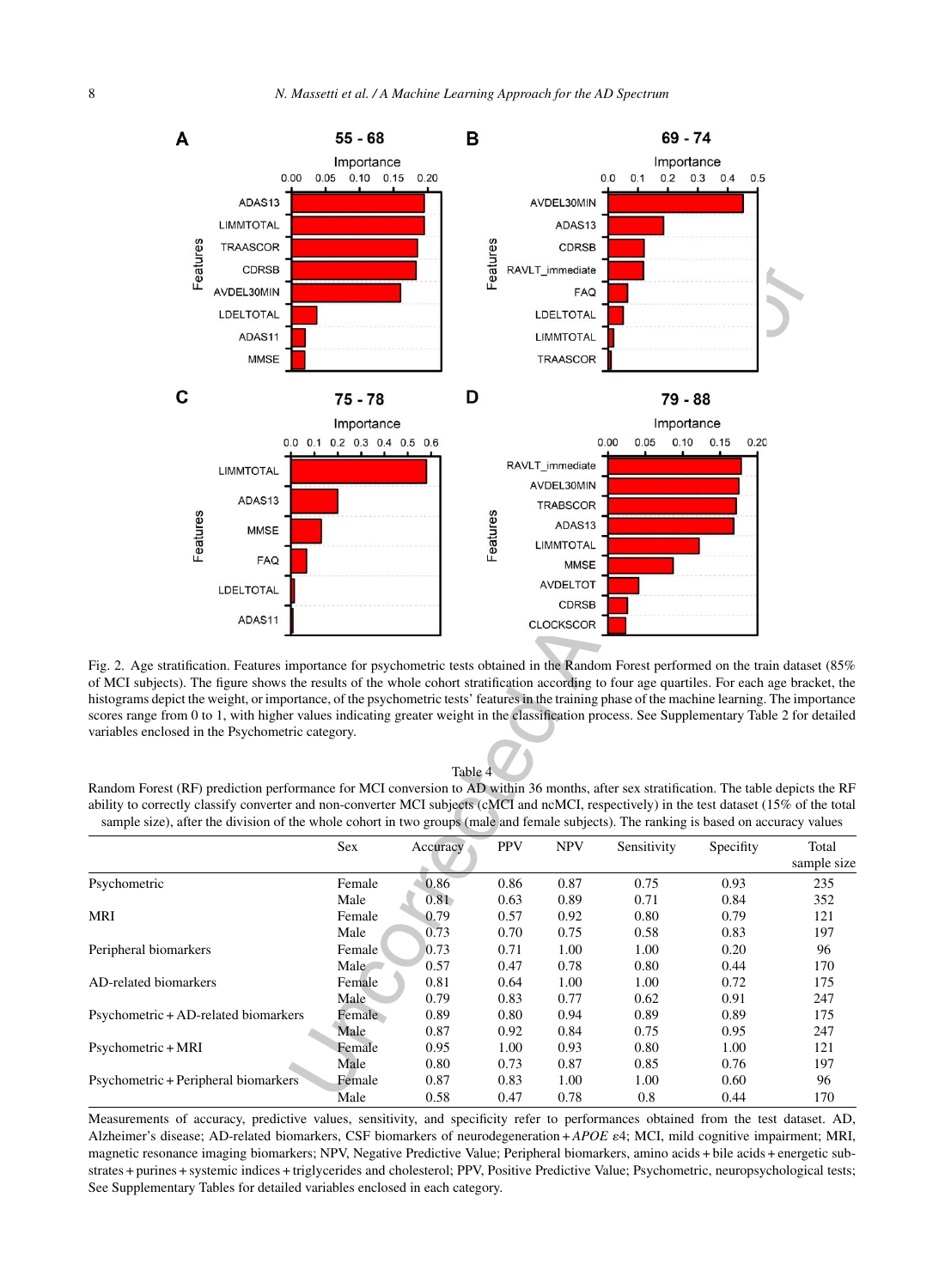Fig. 2. Age stratification. Features importance for psychometric tests obtained in the Random Forest performed on the train dataset (85% of MCI subjects). The figure shows the results of the whole cohort stratification according to four age quartiles. For each age bracket, the histograms depict the weight, or importance, of the psychometric tests' features in the training phase of the machine learning. The importance scores range from 0 to 1, with higher values indicating greater weight in the classification process. See Supplementary Table 2 for detailed variables enclosed in the Psychometric category.

Table 4

Random Forest (RF) prediction performance for MCI conversion to AD within 36 months, after sex stratification. The table depicts the RF ability to correctly classify converter and non-converter MCI subjects (cMCI and ncMCI, respectively) in the test dataset (15% of the total sample size), after the division of the whole cohort in two groups (male and female subjects). The ranking is based on accuracy values

| | Sex | Accuracy | PPV | NPV | Sensitivity | Specifity | Total sample size |
|---|---|---|---|---|---|---|---|
| Psychometric | Female | 0.86 | 0.86 | 0.87 | 0.75 | 0.93 | 235 |
| | Male | 0.81 | 0.63 | 0.89 | 0.71 | 0.84 | 352 |
| MRI | Female | 0.79 | 0.57 | 0.92 | 0.80 | 0.79 | 121 |
| | Male | 0.73 | 0.70 | 0.75 | 0.58 | 0.83 | 197 |
| Peripheral biomarkers | Female | 0.73 | 0.71 | 1.00 | 1.00 | 0.20 | 96 |
| | Male | 0.57 | 0.47 | 0.78 | 0.80 | 0.44 | 170 |
| AD-related biomarkers | Female | 0.81 | 0.64 | 1.00 | 1.00 | 0.72 | 175 |
| | Male | 0.79 | 0.83 | 0.77 | 0.62 | 0.91 | 247 |
| Psychometric + AD-related biomarkers | Female | 0.89 | 0.80 | 0.94 | 0.89 | 0.89 | 175 |
| | Male | 0.87 | 0.92 | 0.84 | 0.75 | 0.95 | 247 |
| Psychometric + MRI | Female | 0.95 | 1.00 | 0.93 | 0.80 | 1.00 | 121 |
| | Male | 0.80 | 0.73 | 0.87 | 0.85 | 0.76 | 197 |
| Psychometric + Peripheral biomarkers | Female | 0.87 | 0.83 | 1.00 | 1.00 | 0.60 | 96 |
| | Male | 0.58 | 0.47 | 0.78 | 0.8 | 0.44 | 170 |

Measurements of accuracy, predictive values, sensitivity, and specificity refer to performances obtained from the test dataset. AD, Alzheimer's disease; AD-related biomarkers, CSF biomarkers of neurodegeneration + *APOE* $\varepsilon 4$; MCI, mild cognitive impairment; MRI, magnetic resonance imaging biomarkers; NPV, Negative Predictive Value; Peripheral biomarkers, amino acids + bile acids + energetic substrates + purines + systemic indices + triglycerides and cholesterol; PPV, Positive Predictive Value; Psychometric, neuropsychological tests; See Supplementary Tables for detailed variables enclosed in each category.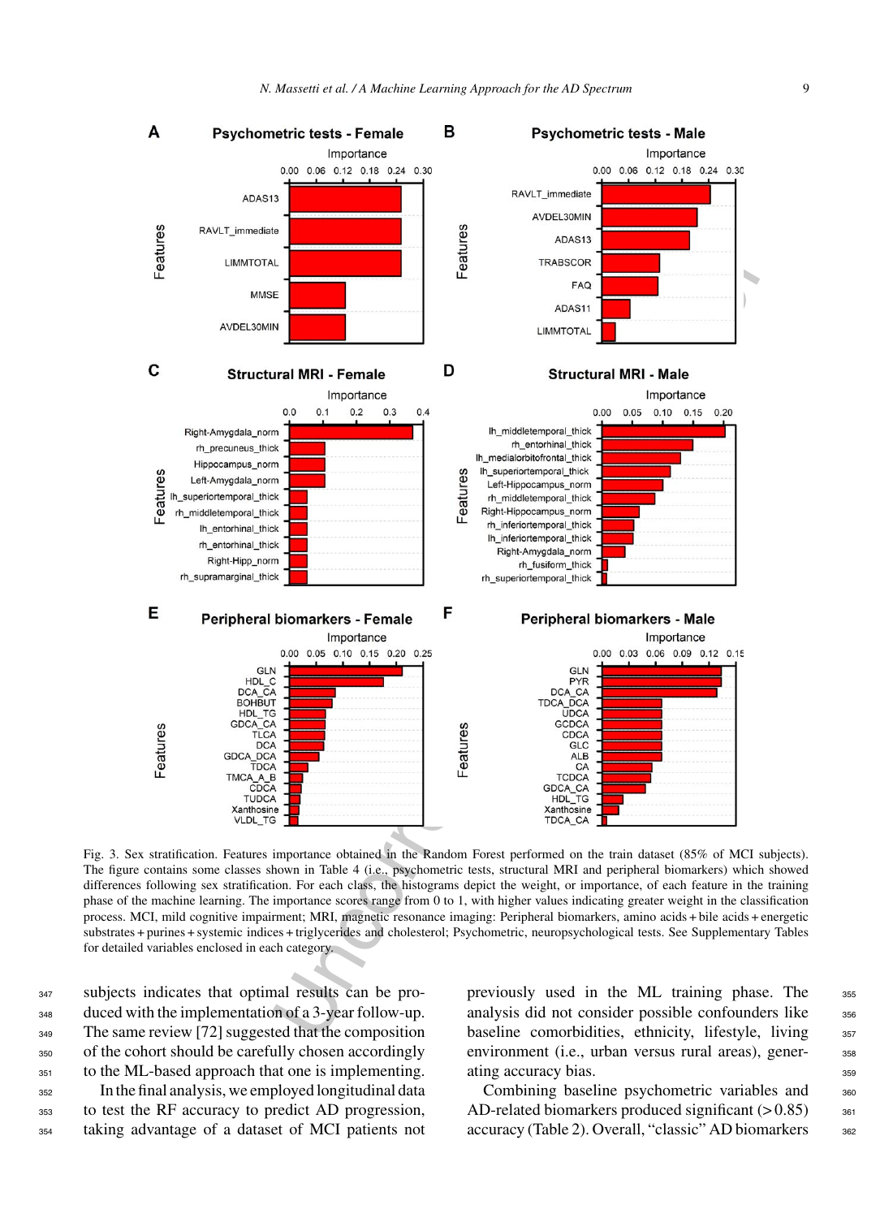Fig. 3. Sex stratification. Features importance obtained in the Random Forest performed on the train dataset (85% of MCI subjects). The figure contains some classes shown in Table 4 (i.e., psychometric tests, structural MRI and peripheral biomarkers) which showed differences following sex stratification. For each class, the histograms depict the weight, or importance, of each feature in the training phase of the machine learning. The importance scores range from 0 to 1, with higher values indicating greater weight in the classification process. MCI, mild cognitive impairment; MRI, magnetic resonance imaging: Peripheral biomarkers, amino acids + bile acids + energetic substrates + purines + systemic indices + triglycerides and cholesterol; Psychometric, neuropsychological tests. See Supplementary Tables for detailed variables enclosed in each category.

subjects indicates that optimal results can be produced with the implementation of a 3-year follow-up. The same review [72] suggested that the composition of the cohort should be carefully chosen accordingly to the ML-based approach that one is implementing.

In the final analysis, we employed longitudinal data to test the RF accuracy to predict AD progression, taking advantage of a dataset of MCI patients not previously used in the ML training phase. The analysis did not consider possible confounders like baseline comorbidities, ethnicity, lifestyle, living environment (i.e., urban versus rural areas), generating accuracy bias.

Combining baseline psychometric variables and AD-related biomarkers produced significant (>0.85) accuracy (Table 2). Overall, "classic" AD biomarkers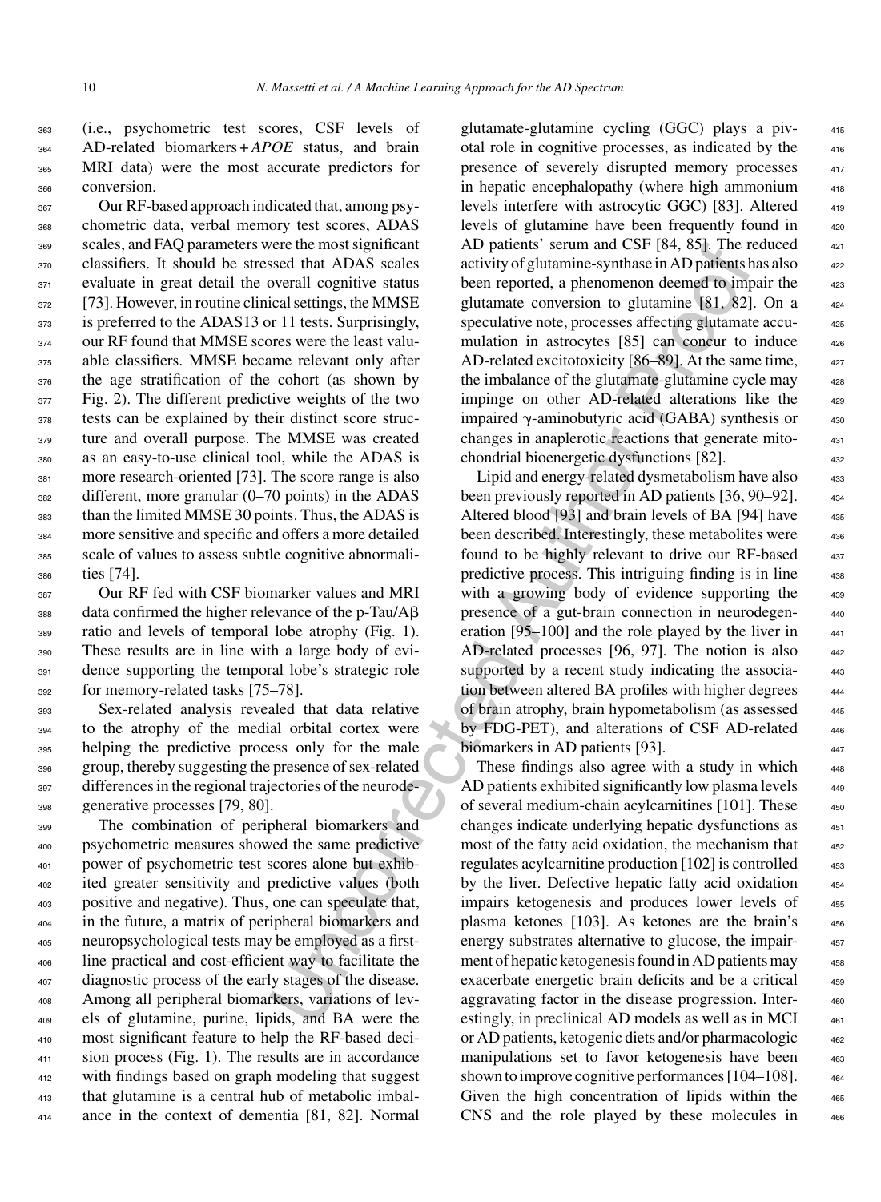(i.e., psychometric test scores, CSF levels of AD-related biomarkers + *APOE* status, and brain MRI data) were the most accurate predictors for conversion.

Our RF-based approach indicated that, among psychometric data, verbal memory test scores, ADAS scales, and FAQ parameters were the most significant classifiers. It should be stressed that ADAS scales evaluate in great detail the overall cognitive status [73]. However, in routine clinical settings, the MMSE is preferred to the ADAS13 or 11 tests. Surprisingly, our RF found that MMSE scores were the least valuable classifiers. MMSE became relevant only after the age stratification of the cohort (as shown by Fig. 2). The different predictive weights of the two tests can be explained by their distinct score structure and overall purpose. The MMSE was created as an easy-to-use clinical tool, while the ADAS is more research-oriented [73]. The score range is also different, more granular (0–70 points) in the ADAS than the limited MMSE 30 points. Thus, the ADAS is more sensitive and specific and offers a more detailed scale of values to assess subtle cognitive abnormalities [74].

Our RF fed with CSF biomarker values and MRI data confirmed the higher relevance of the p-Tau/A$\beta$ ratio and levels of temporal lobe atrophy (Fig. 1). These results are in line with a large body of evidence supporting the temporal lobe's strategic role for memory-related tasks [75–78].

Sex-related analysis revealed that data relative to the atrophy of the medial orbital cortex were helping the predictive process only for the male group, thereby suggesting the presence of sex-related differences in the regional trajectories of the neurodegenerative processes [79, 80].

The combination of peripheral biomarkers and psychometric measures showed the same predictive power of psychometric test scores alone but exhibited greater sensitivity and predictive values (both positive and negative). Thus, one can speculate that, in the future, a matrix of peripheral biomarkers and neuropsychological tests may be employed as a first-line practical and cost-efficient way to facilitate the diagnostic process of the early stages of the disease. Among all peripheral biomarkers, variations of levels of glutamine, purine, lipids, and BA were the most significant feature to help the RF-based decision process (Fig. 1). The results are in accordance with findings based on graph modeling that suggest that glutamine is a central hub of metabolic imbalance in the context of dementia [81, 82]. Normal glutamate-glutamine cycling (GGC) plays a pivotal role in cognitive processes, as indicated by the presence of severely disrupted memory processes in hepatic encephalopathy (where high ammonium levels interfere with astrocytic GGC) [83]. Altered levels of glutamine have been frequently found in AD patients' serum and CSF [84, 85]. The reduced activity of glutamine-synthase in AD patients has also been reported, a phenomenon deemed to impair the glutamate conversion to glutamine [81, 82]. On a speculative note, processes affecting glutamate accumulation in astrocytes [85] can concur to induce AD-related excitotoxicity [86–89]. At the same time, the imbalance of the glutamate-glutamine cycle may impinge on other AD-related alterations like the impaired $\gamma$-aminobutyric acid (GABA) synthesis or changes in anaplerotic reactions that generate mitochondrial bioenergetic dysfunctions [82].

Lipid and energy-related dysmetabolism have also been previously reported in AD patients [36, 90–92]. Altered blood [93] and brain levels of BA [94] have been described. Interestingly, these metabolites were found to be highly relevant to drive our RF-based predictive process. This intriguing finding is in line with a growing body of evidence supporting the presence of a gut-brain connection in neurodegeneration [95–100] and the role played by the liver in AD-related processes [96, 97]. The notion is also supported by a recent study indicating the association between altered BA profiles with higher degrees of brain atrophy, brain hypometabolism (as assessed by FDG-PET), and alterations of CSF AD-related biomarkers in AD patients [93].

These findings also agree with a study in which AD patients exhibited significantly low plasma levels of several medium-chain acylcarnitines [101]. These changes indicate underlying hepatic dysfunctions as most of the fatty acid oxidation, the mechanism that regulates acylcarnitine production [102] is controlled by the liver. Defective hepatic fatty acid oxidation impairs ketogenesis and produces lower levels of plasma ketones [103]. As ketones are the brain's energy substrates alternative to glucose, the impairment of hepatic ketogenesis found in AD patients may exacerbate energetic brain deficits and be a critical aggravating factor in the disease progression. Interestingly, in preclinical AD models as well as in MCI or AD patients, ketogenic diets and/or pharmacologic manipulations set to favor ketogenesis have been shown to improve cognitive performances [104–108]. Given the high concentration of lipids within the CNS and the role played by these molecules in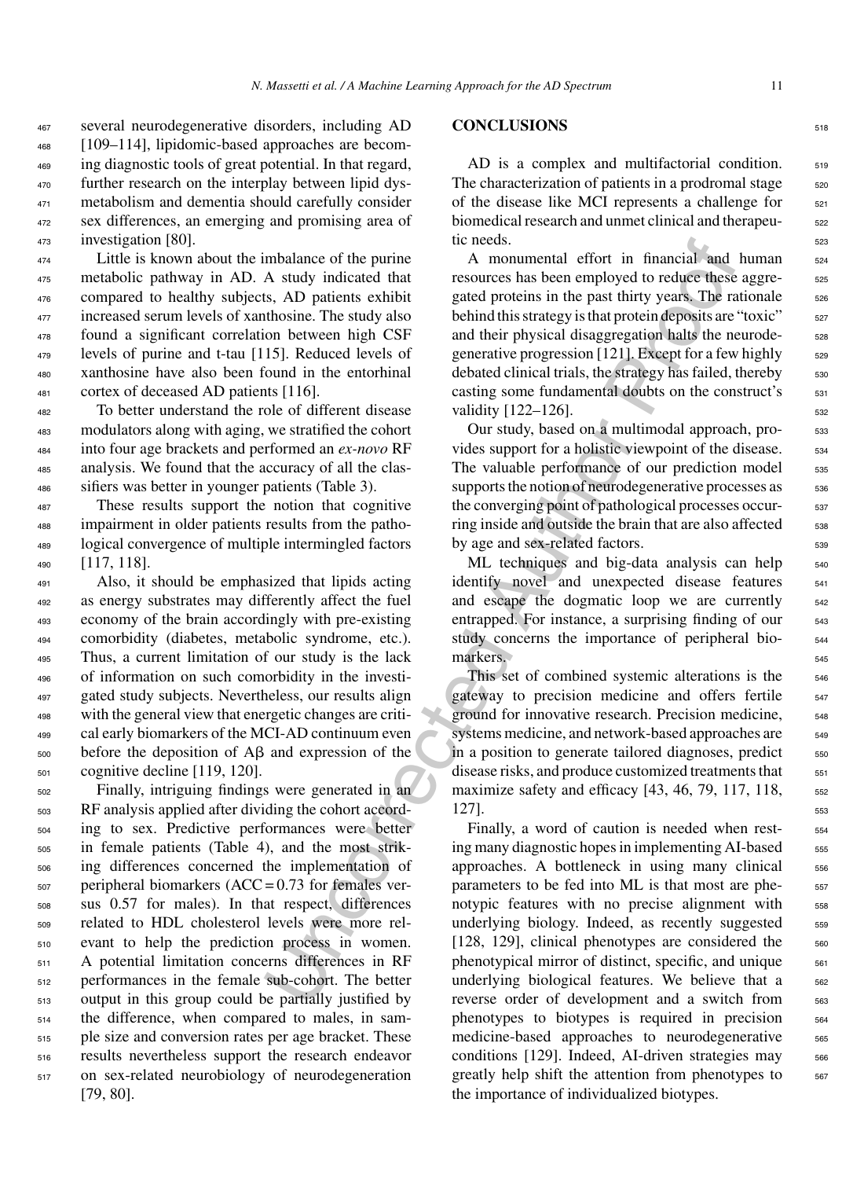several neurodegenerative disorders, including AD [109–114], lipidomic-based approaches are becoming diagnostic tools of great potential. In that regard, further research on the interplay between lipid dysmetabolism and dementia should carefully consider sex differences, an emerging and promising area of investigation [80].

Little is known about the imbalance of the purine metabolic pathway in AD. A study indicated that compared to healthy subjects, AD patients exhibit increased serum levels of xanthosine. The study also found a significant correlation between high CSF levels of purine and t-tau [115]. Reduced levels of xanthosine have also been found in the entorhinal cortex of deceased AD patients [116].

To better understand the role of different disease modulators along with aging, we stratified the cohort into four age brackets and performed an *ex-novo* RF analysis. We found that the accuracy of all the classifiers was better in younger patients (Table 3).

These results support the notion that cognitive impairment in older patients results from the pathological convergence of multiple intermingled factors [117, 118].

Also, it should be emphasized that lipids acting as energy substrates may differently affect the fuel economy of the brain accordingly with pre-existing comorbidity (diabetes, metabolic syndrome, etc.). Thus, a current limitation of our study is the lack of information on such comorbidity in the investigated study subjects. Nevertheless, our results align with the general view that energetic changes are critical early biomarkers of the MCI-AD continuum even before the deposition of $A\beta$ and expression of the cognitive decline [119, 120].

Finally, intriguing findings were generated in an RF analysis applied after dividing the cohort according to sex. Predictive performances were better in female patients (Table 4), and the most striking differences concerned the implementation of peripheral biomarkers (ACC = 0.73 for females versus 0.57 for males). In that respect, differences related to HDL cholesterol levels were more relevant to help the prediction process in women. A potential limitation concerns differences in RF performances in the female sub-cohort. The better output in this group could be partially justified by the difference, when compared to males, in sample size and conversion rates per age bracket. These results nevertheless support the research endeavor on sex-related neurobiology of neurodegeneration [79, 80].

## CONCLUSIONS

AD is a complex and multifactorial condition. The characterization of patients in a prodromal stage of the disease like MCI represents a challenge for biomedical research and unmet clinical and therapeutic needs.

A monumental effort in financial and human resources has been employed to reduce these aggregated proteins in the past thirty years. The rationale behind this strategy is that protein deposits are "toxic" and their physical disaggregation halts the neurodegenerative progression [121]. Except for a few highly debated clinical trials, the strategy has failed, thereby casting some fundamental doubts on the construct's validity [122–126].

Our study, based on a multimodal approach, provides support for a holistic viewpoint of the disease. The valuable performance of our prediction model supports the notion of neurodegenerative processes as the converging point of pathological processes occurring inside and outside the brain that are also affected by age and sex-related factors.

ML techniques and big-data analysis can help identify novel and unexpected disease features and escape the dogmatic loop we are currently entrapped. For instance, a surprising finding of our study concerns the importance of peripheral biomarkers.

This set of combined systemic alterations is the gateway to precision medicine and offers fertile ground for innovative research. Precision medicine, systems medicine, and network-based approaches are in a position to generate tailored diagnoses, predict disease risks, and produce customized treatments that maximize safety and efficacy [43, 46, 79, 117, 118, 127].

Finally, a word of caution is needed when resting many diagnostic hopes in implementing AI-based approaches. A bottleneck in using many clinical parameters to be fed into ML is that most are phenotypic features with no precise alignment with underlying biology. Indeed, as recently suggested [128, 129], clinical phenotypes are considered the phenotypical mirror of distinct, specific, and unique underlying biological features. We believe that a reverse order of development and a switch from phenotypes to biotypes is required in precision medicine-based approaches to neurodegenerative conditions [129]. Indeed, AI-driven strategies may greatly help shift the attention from phenotypes to the importance of individualized biotypes.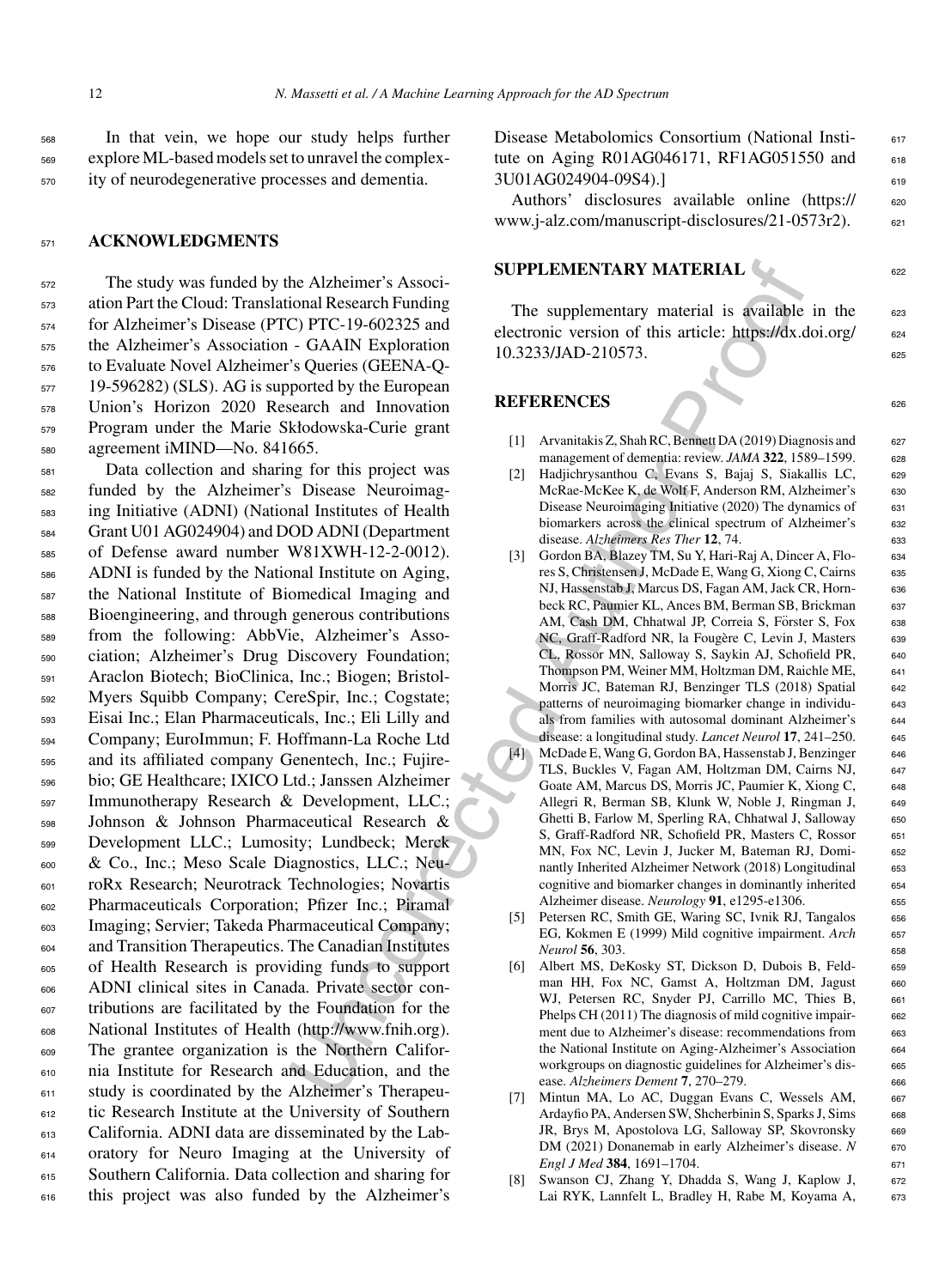In that vein, we hope our study helps further explore ML-based models set to unravel the complexity of neurodegenerative processes and dementia.

## ACKNOWLEDGMENTS

The study was funded by the Alzheimer's Association Part the Cloud: Translational Research Funding for Alzheimer's Disease (PTC) PTC-19-602325 and the Alzheimer's Association - GAAIN Exploration to Evaluate Novel Alzheimer's Queries (GEENA-Q-19-596282) (SLS). AG is supported by the European Union's Horizon 2020 Research and Innovation Program under the Marie Skłodowska-Curie grant agreement iMIND—No. 841665.

Data collection and sharing for this project was funded by the Alzheimer's Disease Neuroimaging Initiative (ADNI) (National Institutes of Health Grant U01 AG024904) and DOD ADNI (Department of Defense award number W81XWH-12-2-0012). ADNI is funded by the National Institute on Aging, the National Institute of Biomedical Imaging and Bioengineering, and through generous contributions from the following: AbbVie, Alzheimer's Association; Alzheimer's Drug Discovery Foundation; Araclon Biotech; BioClinica, Inc.; Biogen; Bristol-Myers Squibb Company; CereSpir, Inc.; Cogstate; Eisai Inc.; Elan Pharmaceuticals, Inc.; Eli Lilly and Company; EuroImmun; F. Hoffmann-La Roche Ltd and its affiliated company Genentech, Inc.; Fujirebio; GE Healthcare; IXICO Ltd.; Janssen Alzheimer Immunotherapy Research & Development, LLC.; Johnson & Johnson Pharmaceutical Research & Development LLC.; Lumosity; Lundbeck; Merck & Co., Inc.; Meso Scale Diagnostics, LLC.; NeuroRx Research; Neurotrack Technologies; Novartis Pharmaceuticals Corporation; Pfizer Inc.; Piramal Imaging; Servier; Takeda Pharmaceutical Company; and Transition Therapeutics. The Canadian Institutes of Health Research is providing funds to support ADNI clinical sites in Canada. Private sector contributions are facilitated by the Foundation for the National Institutes of Health (http://www.fnih.org). The grantee organization is the Northern California Institute for Research and Education, and the study is coordinated by the Alzheimer's Therapeutic Research Institute at the University of Southern California. ADNI data are disseminated by the Laboratory for Neuro Imaging at the University of Southern California. Data collection and sharing for this project was also funded by the Alzheimer's Disease Metabolomics Consortium (National Institute on Aging R01AG046171, RF1AG051550 and 3U01AG024904-09S4).]

Authors' disclosures available online (https://www.j-alz.com/manuscript-disclosures/21-0573r2).

## SUPPLEMENTARY MATERIAL

The supplementary material is available in the electronic version of this article: https://dx.doi.org/10.3233/JAD-210573.

## REFERENCES

[1] Arvanitakis Z, Shah RC, Bennett DA (2019) Diagnosis and management of dementia: review. *JAMA* **322**, 1589–1599.

[2] Hadjichrysanthou C, Evans S, Bajaj S, Siakallis LC, McRae-McKee K, de Wolf F, Anderson RM, Alzheimer's Disease Neuroimaging Initiative (2020) The dynamics of biomarkers across the clinical spectrum of Alzheimer's disease. *Alzheimers Res Ther* **12**, 74.

[3] Gordon BA, Blazey TM, Su Y, Hari-Raj A, Dincer A, Flores S, Christensen J, McDade E, Wang G, Xiong C, Cairns NJ, Hassenstab J, Marcus DS, Fagan AM, Jack CR, Hornbeck RC, Paumier KL, Ances BM, Berman SB, Brickman AM, Cash DM, Chhatwal JP, Correia S, Förster S, Fox NC, Graff-Radford NR, la Fougère C, Levin J, Masters CL, Rossor MN, Salloway S, Saykin AJ, Schofield PR, Thompson PM, Weiner MM, Holtzman DM, Raichle ME, Morris JC, Bateman RJ, Benzinger TLS (2018) Spatial patterns of neuroimaging biomarker change in individuals from families with autosomal dominant Alzheimer's disease: a longitudinal study. *Lancet Neurol* **17**, 241–250.

[4] McDade E, Wang G, Gordon BA, Hassenstab J, Benzinger TLS, Buckles V, Fagan AM, Holtzman DM, Cairns NJ, Goate AM, Marcus DS, Morris JC, Paumier K, Xiong C, Allegri R, Berman SB, Klunk W, Noble J, Ringman J, Ghetti B, Farlow M, Sperling RA, Chhatwal J, Salloway S, Graff-Radford NR, Schofield PR, Masters C, Rossor MN, Fox NC, Levin J, Jucker M, Bateman RJ, Dominantly Inherited Alzheimer Network (2018) Longitudinal cognitive and biomarker changes in dominantly inherited Alzheimer disease. *Neurology* **91**, e1295-e1306.

[5] Petersen RC, Smith GE, Waring SC, Ivnik RJ, Tangalos EG, Kokmen E (1999) Mild cognitive impairment. *Arch Neurol* **56**, 303.

[6] Albert MS, DeKosky ST, Dickson D, Dubois B, Feldman HH, Fox NC, Gamst A, Holtzman DM, Jagust WJ, Petersen RC, Snyder PJ, Carrillo MC, Thies B, Phelps CH (2011) The diagnosis of mild cognitive impairment due to Alzheimer's disease: recommendations from the National Institute on Aging-Alzheimer's Association workgroups on diagnostic guidelines for Alzheimer's disease. *Alzheimers Dement* **7**, 270–279.

[7] Mintun MA, Lo AC, Duggan Evans C, Wessels AM, Ardayfio PA, Andersen SW, Shcherbinin S, Sparks J, Sims JR, Brys M, Apostolova LG, Salloway SP, Skovronsky DM (2021) Donanemab in early Alzheimer's disease. *N Engl J Med* **384**, 1691–1704.

[8] Swanson CJ, Zhang Y, Dhadda S, Wang J, Kaplow J, Lai RYK, Lannfelt L, Bradley H, Rabe M, Koyama A,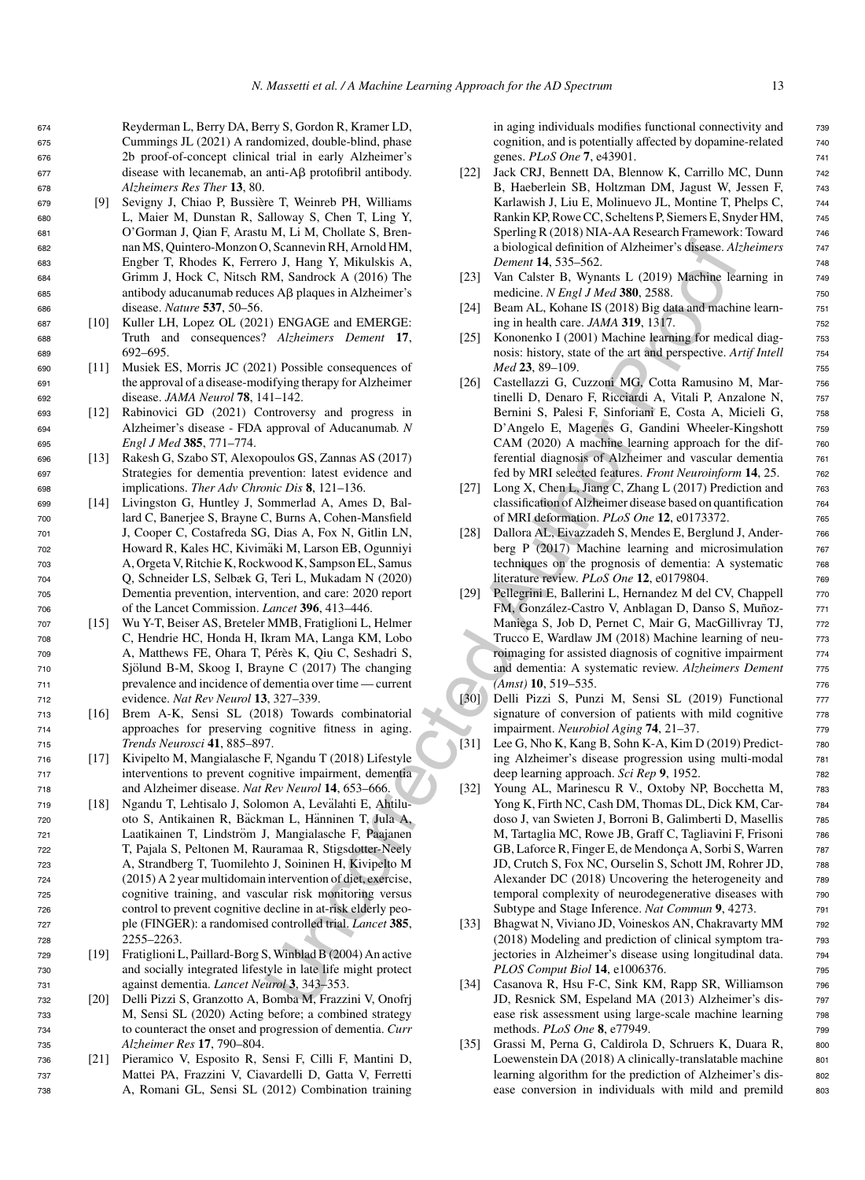Reyderman L, Berry DA, Berry S, Gordon R, Kramer LD, Cummings JL (2021) A randomized, double-blind, phase 2b proof-of-concept clinical trial in early Alzheimer's disease with lecanemab, an anti-Aβ protofibril antibody. *Alzheimers Res Ther* **13**, 80.

[9] Sevigny J, Chiao P, Bussière T, Weinreb PH, Williams L, Maier M, Dunstan R, Salloway S, Chen T, Ling Y, O'Gorman J, Qian F, Arastu M, Li M, Chollate S, Brennan MS, Quintero-Monzon O, Scannevin RH, Arnold HM, Engber T, Rhodes K, Ferrero J, Hang Y, Mikulskis A, Grimm J, Hock C, Nitsch RM, Sandrock A (2016) The antibody aducanumab reduces Aβ plaques in Alzheimer's disease. *Nature* **537**, 50–56.

[10] Kuller LH, Lopez OL (2021) ENGAGE and EMERGE: Truth and consequences? *Alzheimers Dement* **17**, 692–695.

[11] Musiek ES, Morris JC (2021) Possible consequences of the approval of a disease-modifying therapy for Alzheimer disease. *JAMA Neurol* **78**, 141–142.

[12] Rabinovici GD (2021) Controversy and progress in Alzheimer's disease - FDA approval of Aducanumab. *N Engl J Med* **385**, 771–774.

[13] Rakesh G, Szabo ST, Alexopoulos GS, Zannas AS (2017) Strategies for dementia prevention: latest evidence and implications. *Ther Adv Chronic Dis* **8**, 121–136.

[14] Livingston G, Huntley J, Sommerlad A, Ames D, Ballard C, Banerjee S, Brayne C, Burns A, Cohen-Mansfield J, Cooper C, Costafreda SG, Dias A, Fox N, Gitlin LN, Howard R, Kales HC, Kivimäki M, Larson EB, Ogunniyi A, Orgeta V, Ritchie K, Rockwood K, Sampson EL, Samus Q, Schneider LS, Selbæk G, Teri L, Mukadam N (2020) Dementia prevention, intervention, and care: 2020 report of the Lancet Commission. *Lancet* **396**, 413–446.

[15] Wu Y-T, Beiser AS, Breteler MMB, Fratiglioni L, Helmer C, Hendrie HC, Honda H, Ikram MA, Langa KM, Lobo A, Matthews FE, Ohara T, Pérès K, Qiu C, Seshadri S, Sjölund B-M, Skoog I, Brayne C (2017) The changing prevalence and incidence of dementia over time — current evidence. *Nat Rev Neurol* **13**, 327–339.

[16] Brem A-K, Sensi SL (2018) Towards combinatorial approaches for preserving cognitive fitness in aging. *Trends Neurosci* **41**, 885–897.

[17] Kivipelto M, Mangialasche F, Ngandu T (2018) Lifestyle interventions to prevent cognitive impairment, dementia and Alzheimer disease. *Nat Rev Neurol* **14**, 653–666.

[18] Ngandu T, Lehtisalo J, Solomon A, Levälahti E, Ahtiluoto S, Antikainen R, Bäckman L, Hänninen T, Jula A, Laatikainen T, Lindström J, Mangialasche F, Paajanen T, Pajala S, Peltonen M, Rauramaa R, Stigsdotter-Neely A, Strandberg T, Tuomilehto J, Soininen H, Kivipelto M (2015) A 2 year multidomain intervention of diet, exercise, cognitive training, and vascular risk monitoring versus control to prevent cognitive decline in at-risk elderly people (FINGER): a randomised controlled trial. *Lancet* **385**, 2255–2263.

[19] Fratiglioni L, Paillard-Borg S, Winblad B (2004) An active and socially integrated lifestyle in late life might protect against dementia. *Lancet Neurol* **3**, 343–353.

[20] Delli Pizzi S, Granzotto A, Bomba M, Frazzini V, Onofrj M, Sensi SL (2020) Acting before; a combined strategy to counteract the onset and progression of dementia. *Curr Alzheimer Res* **17**, 790–804.

[21] Pieramico V, Esposito R, Sensi F, Cilli F, Mantini D, Mattei PA, Frazzini V, Ciavardelli D, Gatta V, Ferretti A, Romani GL, Sensi SL (2012) Combination training in aging individuals modifies functional connectivity and cognition, and is potentially affected by dopamine-related genes. *PLoS One* **7**, e43901.

[22] Jack CRJ, Bennett DA, Blennow K, Carrillo MC, Dunn B, Haeberlein SB, Holtzman DM, Jagust W, Jessen F, Karlawish J, Liu E, Molinuevo JL, Montine T, Phelps C, Rankin KP, Rowe CC, Scheltens P, Siemers E, Snyder HM, Sperling R (2018) NIA-AA Research Framework: Toward a biological definition of Alzheimer's disease. *Alzheimers Dement* **14**, 535–562.

[23] Van Calster B, Wynants L (2019) Machine learning in medicine. *N Engl J Med* **380**, 2588.

[24] Beam AL, Kohane IS (2018) Big data and machine learning in health care. *JAMA* **319**, 1317.

[25] Kononenko I (2001) Machine learning for medical diagnosis: history, state of the art and perspective. *Artif Intell Med* **23**, 89–109.

[26] Castellazzi G, Cuzzoni MG, Cotta Ramusino M, Martinelli D, Denaro F, Ricciardi A, Vitali P, Anzalone N, Bernini S, Palesi F, Sinforiani E, Costa A, Micieli G, D'Angelo E, Magenes G, Gandini Wheeler-Kingshott CAM (2020) A machine learning approach for the differential diagnosis of Alzheimer and vascular dementia fed by MRI selected features. *Front Neuroinform* **14**, 25.

[27] Long X, Chen L, Jiang C, Zhang L (2017) Prediction and classification of Alzheimer disease based on quantification of MRI deformation. *PLoS One* **12**, e0173372.

[28] Dallora AL, Eivazzadeh S, Mendes E, Berglund J, Anderberg P (2017) Machine learning and microsimulation techniques on the prognosis of dementia: A systematic literature review. *PLoS One* **12**, e0179804.

[29] Pellegrini E, Ballerini L, Hernandez M del CV, Chappell FM, González-Castro V, Anblagan D, Danso S, Muñoz-Maniega S, Job D, Pernet C, Mair G, MacGillivray TJ, Trucco E, Wardlaw JM (2018) Machine learning of neuroimaging for assisted diagnosis of cognitive impairment and dementia: A systematic review. *Alzheimers Dement (Amst)* **10**, 519–535.

[30] Delli Pizzi S, Punzi M, Sensi SL (2019) Functional signature of conversion of patients with mild cognitive impairment. *Neurobiol Aging* **74**, 21–37.

[31] Lee G, Nho K, Kang B, Sohn K-A, Kim D (2019) Predicting Alzheimer's disease progression using multi-modal deep learning approach. *Sci Rep* **9**, 1952.

[32] Young AL, Marinescu R V., Oxtoby NP, Bocchetta M, Yong K, Firth NC, Cash DM, Thomas DL, Dick KM, Cardoso J, van Swieten J, Borroni B, Galimberti D, Masellis M, Tartaglia MC, Rowe JB, Graff C, Tagliavini F, Frisoni GB, Laforce R, Finger E, de Mendonça A, Sorbi S, Warren JD, Crutch S, Fox NC, Ourselin S, Schott JM, Rohrer JD, Alexander DC (2018) Uncovering the heterogeneity and temporal complexity of neurodegenerative diseases with Subtype and Stage Inference. *Nat Commun* **9**, 4273.

[33] Bhagwat N, Viviano JD, Voineskos AN, Chakravarty MM (2018) Modeling and prediction of clinical symptom trajectories in Alzheimer's disease using longitudinal data. *PLOS Comput Biol* **14**, e1006376.

[34] Casanova R, Hsu F-C, Sink KM, Rapp SR, Williamson JD, Resnick SM, Espeland MA (2013) Alzheimer's disease risk assessment using large-scale machine learning methods. *PLoS One* **8**, e77949.

[35] Grassi M, Perna G, Caldirola D, Schruers K, Duara R, Loewenstein DA (2018) A clinically-translatable machine learning algorithm for the prediction of Alzheimer's disease conversion in individuals with mild and premild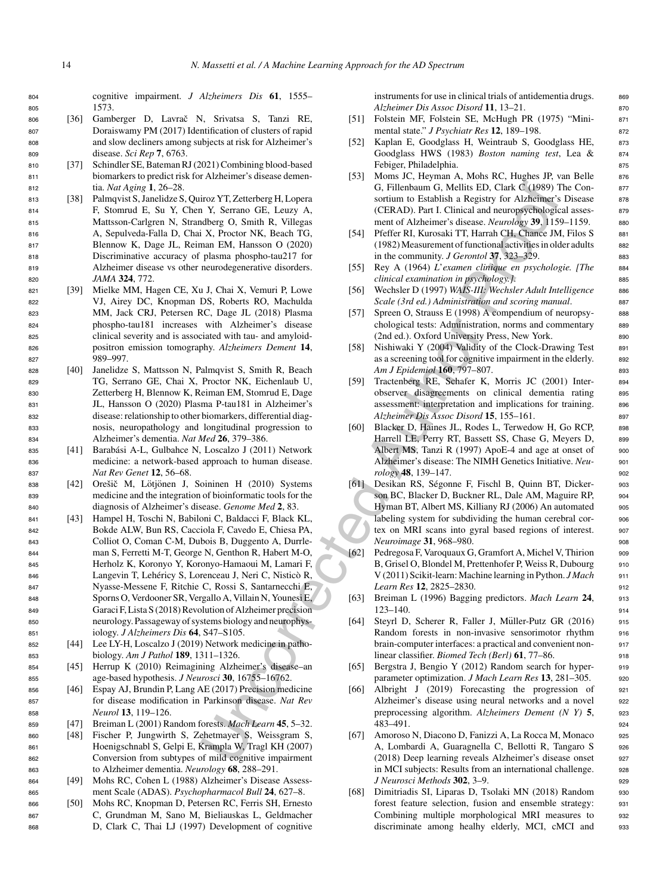cognitive impairment. *J Alzheimers Dis* **61**, 1555–1573.

[36] Gamberger D, Lavrač N, Srivatsa S, Tanzi RE, Doraiswamy PM (2017) Identification of clusters of rapid and slow decliners among subjects at risk for Alzheimer's disease. *Sci Rep* **7**, 6763.

[37] Schindler SE, Bateman RJ (2021) Combining blood-based biomarkers to predict risk for Alzheimer's disease dementia. *Nat Aging* **1**, 26–28.

[38] Palmqvist S, Janelidze S, Quiroz YT, Zetterberg H, Lopera F, Stomrud E, Su Y, Chen Y, Serrano GE, Leuzy A, Mattsson-Carlgren N, Strandberg O, Smith R, Villegas A, Sepulveda-Falla D, Chai X, Proctor NK, Beach TG, Blennow K, Dage JL, Reiman EM, Hansson O (2020) Discriminative accuracy of plasma phospho-tau217 for Alzheimer disease vs other neurodegenerative disorders. *JAMA* **324**, 772.

[39] Mielke MM, Hagen CE, Xu J, Chai X, Vemuri P, Lowe VJ, Airey DC, Knopman DS, Roberts RO, Machulda MM, Jack CRJ, Petersen RC, Dage JL (2018) Plasma phospho-tau181 increases with Alzheimer's disease clinical severity and is associated with tau- and amyloid-positron emission tomography. *Alzheimers Dement* **14**, 989–997.

[40] Janelidze S, Mattsson N, Palmqvist S, Smith R, Beach TG, Serrano GE, Chai X, Proctor NK, Eichenlaub U, Zetterberg H, Blennow K, Reiman EM, Stomrud E, Dage JL, Hansson O (2020) Plasma P-tau181 in Alzheimer's disease: relationship to other biomarkers, differential diagnosis, neuropathology and longitudinal progression to Alzheimer's dementia. *Nat Med* **26**, 379–386.

[41] Barabási A-L, Gulbahce N, Loscalzo J (2011) Network medicine: a network-based approach to human disease. *Nat Rev Genet* **12**, 56–68.

[42] Orešič M, Lötjönen J, Soininen H (2010) Systems medicine and the integration of bioinformatic tools for the diagnosis of Alzheimer's disease. *Genome Med* **2**, 83.

[43] Hampel H, Toschi N, Babiloni C, Baldacci F, Black KL, Bokde ALW, Bun RS, Cacciola F, Cavedo E, Chiesa PA, Colliot O, Coman C-M, Dubois B, Duggento A, Durrleman S, Ferretti M-T, George N, Genthon R, Habert M-O, Herholz K, Koronyo Y, Koronyo-Hamaoui M, Lamari F, Langevin T, Lehéricy S, Lorenceau J, Neri C, Nisticò R, Nyasse-Messene F, Ritchie C, Rossi S, Santarnecchi E, Sporns O, Verdooner SR, Vergallo A, Villain N, Younesi E, Garaci F, Lista S (2018) Revolution of Alzheimer precision neurology. Passageway of systems biology and neurophysiology. *J Alzheimers Dis* **64**, S47–S105.

[44] Lee LY-H, Loscalzo J (2019) Network medicine in pathobiology. *Am J Pathol* **189**, 1311–1326.

[45] Herrup K (2010) Reimagining Alzheimer's disease–an age-based hypothesis. *J Neurosci* **30**, 16755–16762.

[46] Espay AJ, Brundin P, Lang AE (2017) Precision medicine for disease modification in Parkinson disease. *Nat Rev Neurol* **13**, 119–126.

[47] Breiman L (2001) Random forests. *Mach Learn* **45**, 5–32.

[48] Fischer P, Jungwirth S, Zehetmayer S, Weissgram S, Hoenigschnabl S, Gelpi E, Krampla W, Tragl KH (2007) Conversion from subtypes of mild cognitive impairment to Alzheimer dementia. *Neurology* **68**, 288–291.

[49] Mohs RC, Cohen L (1988) Alzheimer's Disease Assessment Scale (ADAS). *Psychopharmacol Bull* **24**, 627–8.

[50] Mohs RC, Knopman D, Petersen RC, Ferris SH, Ernesto C, Grundman M, Sano M, Bieliauskas L, Geldmacher D, Clark C, Thai LJ (1997) Development of cognitive instruments for use in clinical trials of antidementia drugs. *Alzheimer Dis Assoc Disord* **11**, 13–21.

[51] Folstein MF, Folstein SE, McHugh PR (1975) "Mini-mental state." *J Psychiatr Res* **12**, 189–198.

[52] Kaplan E, Goodglass H, Weintraub S, Goodglass HE, Goodglass HWS (1983) *Boston naming test*, Lea & Febiger, Philadelphia.

[53] Moms JC, Heyman A, Mohs RC, Hughes JP, van Belle G, Fillenbaum G, Mellits ED, Clark C (1989) The Consortium to Establish a Registry for Alzheimer's Disease (CERAD). Part I. Clinical and neuropsychological assessment of Alzheimer's disease. *Neurology* **39**, 1159–1159.

[54] Pfeffer RI, Kurosaki TT, Harrah CH, Chance JM, Filos S (1982) Measurement of functional activities in older adults in the community. *J Gerontol* **37**, 323–329.

[55] Rey A (1964) *L'examen clinique en psychologie. [The clinical examination in psychology.]*.

[56] Wechsler D (1997) *WAIS-III: Wechsler Adult Intelligence Scale (3rd ed.) Administration and scoring manual*.

[57] Spreen O, Strauss E (1998) A compendium of neuropsychological tests: Administration, norms and commentary (2nd ed.). Oxford University Press, New York.

[58] Nishiwaki Y (2004) Validity of the Clock-Drawing Test as a screening tool for cognitive impairment in the elderly. *Am J Epidemiol* **160**, 797–807.

[59] Tractenberg RE, Schafer K, Morris JC (2001) Interobserver disagreements on clinical dementia rating assessment: interpretation and implications for training. *Alzheimer Dis Assoc Disord* **15**, 155–161.

[60] Blacker D, Haines JL, Rodes L, Terwedow H, Go RCP, Harrell LE, Perry RT, Bassett SS, Chase G, Meyers D, Albert MS, Tanzi R (1997) ApoE-4 and age at onset of Alzheimer's disease: The NIMH Genetics Initiative. *Neurology* **48**, 139–147.

[61] Desikan RS, Ségonne F, Fischl B, Quinn BT, Dickerson BC, Blacker D, Buckner RL, Dale AM, Maguire RP, Hyman BT, Albert MS, Killiany RJ (2006) An automated labeling system for subdividing the human cerebral cortex on MRI scans into gyral based regions of interest. *Neuroimage* **31**, 968–980.

[62] Pedregosa F, Varoquaux G, Gramfort A, Michel V, Thirion B, Grisel O, Blondel M, Prettenhofer P, Weiss R, Dubourg V (2011) Scikit-learn: Machine learning in Python. *J Mach Learn Res* **12**, 2825–2830.

[63] Breiman L (1996) Bagging predictors. *Mach Learn* **24**, 123–140.

[64] Steyrl D, Scherer R, Faller J, Müller-Putz GR (2016) Random forests in non-invasive sensorimotor rhythm brain-computer interfaces: a practical and convenient non-linear classifier. *Biomed Tech (Berl)* **61**, 77–86.

[65] Bergstra J, Bengio Y (2012) Random search for hyper-parameter optimization. *J Mach Learn Res* **13**, 281–305.

[66] Albright J (2019) Forecasting the progression of Alzheimer's disease using neural networks and a novel preprocessing algorithm. *Alzheimers Dement (N Y)* **5**, 483–491.

[67] Amoroso N, Diacono D, Fanizzi A, La Rocca M, Monaco A, Lombardi A, Guaragnella C, Bellotti R, Tangaro S (2018) Deep learning reveals Alzheimer's disease onset in MCI subjects: Results from an international challenge. *J Neurosci Methods* **302**, 3–9.

[68] Dimitriadis SI, Liparas D, Tsolaki MN (2018) Random forest feature selection, fusion and ensemble strategy: Combining multiple morphological MRI measures to discriminate among healhy elderly, MCI, cMCI and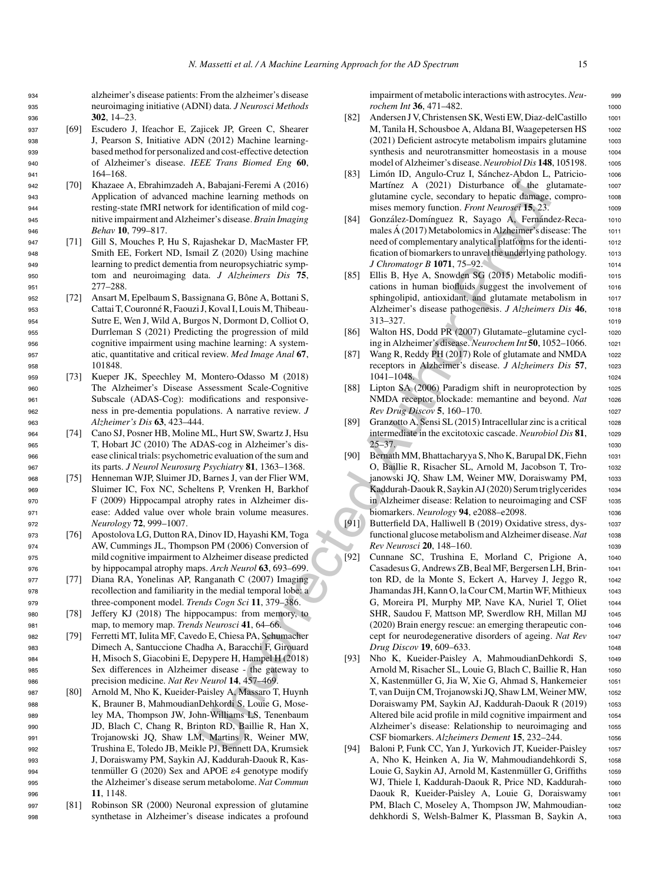alzheimer's disease patients: From the alzheimer's disease neuroimaging initiative (ADNI) data. *J Neurosci Methods* **302**, 14–23.

[69] Escudero J, Ifeachor E, Zajicek JP, Green C, Shearer J, Pearson S, Initiative ADN (2012) Machine learning-based method for personalized and cost-effective detection of Alzheimer's disease. *IEEE Trans Biomed Eng* **60**, 164–168.

[70] Khazaee A, Ebrahimzadeh A, Babajani-Feremi A (2016) Application of advanced machine learning methods on resting-state fMRI network for identification of mild cognitive impairment and Alzheimer's disease. *Brain Imaging Behav* **10**, 799–817.

[71] Gill S, Mouches P, Hu S, Rajashekar D, MacMaster FP, Smith EE, Forkert ND, Ismail Z (2020) Using machine learning to predict dementia from neuropsychiatric symptom and neuroimaging data. *J Alzheimers Dis* **75**, 277–288.

[72] Ansart M, Epelbaum S, Bassignana G, Bône A, Bottani S, Cattai T, Couronné R, Faouzi J, Koval I, Louis M, Thibeau-Sutre E, Wen J, Wild A, Burgos N, Dormont D, Colliot O, Durrleman S (2021) Predicting the progression of mild cognitive impairment using machine learning: A systematic, quantitative and critical review. *Med Image Anal* **67**, 101848.

[73] Kueper JK, Speechley M, Montero-Odasso M (2018) The Alzheimer's Disease Assessment Scale-Cognitive Subscale (ADAS-Cog): modifications and responsiveness in pre-dementia populations. A narrative review. *J Alzheimer's Dis* **63**, 423–444.

[74] Cano SJ, Posner HB, Moline ML, Hurt SW, Swartz J, Hsu T, Hobart JC (2010) The ADAS-cog in Alzheimer's disease clinical trials: psychometric evaluation of the sum and its parts. *J Neurol Neurosurg Psychiatry* **81**, 1363–1368.

[75] Henneman WJP, Sluimer JD, Barnes J, van der Flier WM, Sluimer IC, Fox NC, Scheltens P, Vrenken H, Barkhof F (2009) Hippocampal atrophy rates in Alzheimer disease: Added value over whole brain volume measures. *Neurology* **72**, 999–1007.

[76] Apostolova LG, Dutton RA, Dinov ID, Hayashi KM, Toga AW, Cummings JL, Thompson PM (2006) Conversion of mild cognitive impairment to Alzheimer disease predicted by hippocampal atrophy maps. *Arch Neurol* **63**, 693–699.

[77] Diana RA, Yonelinas AP, Ranganath C (2007) Imaging recollection and familiarity in the medial temporal lobe: a three-component model. *Trends Cogn Sci* **11**, 379–386.

[78] Jeffery KJ (2018) The hippocampus: from memory, to map, to memory map. *Trends Neurosci* **41**, 64–66.

[79] Ferretti MT, Iulita MF, Cavedo E, Chiesa PA, Schumacher Dimech A, Santuccione Chadha A, Baracchi F, Girouard H, Misoch S, Giacobini E, Depypere H, Hampel H (2018) Sex differences in Alzheimer disease - the gateway to precision medicine. *Nat Rev Neurol* **14**, 457–469.

[80] Arnold M, Nho K, Kueider-Paisley A, Massaro T, Huynh K, Brauner B, MahmoudianDehkordi S, Louie G, Moseley MA, Thompson JW, John-Williams LS, Tenenbaum JD, Blach C, Chang R, Brinton RD, Baillie R, Han X, Trojanowski JQ, Shaw LM, Martins R, Weiner MW, Trushina E, Toledo JB, Meikle PJ, Bennett DA, Krumsiek J, Doraiswamy PM, Saykin AJ, Kaddurah-Daouk R, Kastenmüller G (2020) Sex and APOE $\varepsilon$4 genotype modify the Alzheimer's disease serum metabolome. *Nat Commun* **11**, 1148.

[81] Robinson SR (2000) Neuronal expression of glutamine synthetase in Alzheimer's disease indicates a profound impairment of metabolic interactions with astrocytes. *Neurochem Int* **36**, 471–482.

[82] Andersen J V, Christensen SK, Westi EW, Diaz-delCastillo M, Tanila H, Schousboe A, Aldana BI, Waagepetersen HS (2021) Deficient astrocyte metabolism impairs glutamine synthesis and neurotransmitter homeostasis in a mouse model of Alzheimer's disease. *Neurobiol Dis* **148**, 105198.

[83] Limón ID, Angulo-Cruz I, Sánchez-Abdon L, Patricio-Martínez A (2021) Disturbance of the glutamate-glutamine cycle, secondary to hepatic damage, compromises memory function. *Front Neurosci* **15**, 23.

[84] González-Domínguez R, Sayago A, Fernández-Recamales Á (2017) Metabolomics in Alzheimer's disease: The need of complementary analytical platforms for the identification of biomarkers to unravel the underlying pathology. *J Chromatogr B* **1071**, 75–92.

[85] Ellis B, Hye A, Snowden SG (2015) Metabolic modifications in human biofluids suggest the involvement of sphingolipid, antioxidant, and glutamate metabolism in Alzheimer's disease pathogenesis. *J Alzheimers Dis* **46**, 313–327.

[86] Walton HS, Dodd PR (2007) Glutamate–glutamine cycling in Alzheimer's disease. *Neurochem Int* **50**, 1052–1066.

[87] Wang R, Reddy PH (2017) Role of glutamate and NMDA receptors in Alzheimer's disease. *J Alzheimers Dis* **57**, 1041–1048.

[88] Lipton SA (2006) Paradigm shift in neuroprotection by NMDA receptor blockade: memantine and beyond. *Nat Rev Drug Discov* **5**, 160–170.

[89] Granzotto A, Sensi SL (2015) Intracellular zinc is a critical intermediate in the excitotoxic cascade. *Neurobiol Dis* **81**, 25–37.

[90] Bernath MM, Bhattacharyya S, Nho K, Barupal DK, Fiehn O, Baillie R, Risacher SL, Arnold M, Jacobson T, Trojanowski JQ, Shaw LM, Weiner MW, Doraiswamy PM, Kaddurah-Daouk R, Saykin AJ (2020) Serum triglycerides in Alzheimer disease: Relation to neuroimaging and CSF biomarkers. *Neurology* **94**, e2088–e2098.

[91] Butterfield DA, Halliwell B (2019) Oxidative stress, dysfunctional glucose metabolism and Alzheimer disease. *Nat Rev Neurosci* **20**, 148–160.

[92] Cunnane SC, Trushina E, Morland C, Prigione A, Casadesus G, Andrews ZB, Beal MF, Bergersen LH, Brinton RD, de la Monte S, Eckert A, Harvey J, Jeggo R, Jhamandas JH, Kann O, la Cour CM, Martin WF, Mithieux G, Moreira PI, Murphy MP, Nave KA, Nuriel T, Oliet SHR, Saudou F, Mattson MP, Swerdlow RH, Millan MJ (2020) Brain energy rescue: an emerging therapeutic concept for neurodegenerative disorders of ageing. *Nat Rev Drug Discov* **19**, 609–633.

[93] Nho K, Kueider-Paisley A, MahmoudianDehkordi S, Arnold M, Risacher SL, Louie G, Blach C, Baillie R, Han X, Kastenmüller G, Jia W, Xie G, Ahmad S, Hankemeier T, van Duijn CM, Trojanowski JQ, Shaw LM, Weiner MW, Doraiswamy PM, Saykin AJ, Kaddurah-Daouk R (2019) Altered bile acid profile in mild cognitive impairment and Alzheimer's disease: Relationship to neuroimaging and CSF biomarkers. *Alzheimers Dement* **15**, 232–244.

[94] Baloni P, Funk CC, Yan J, Yurkovich JT, Kueider-Paisley A, Nho K, Heinken A, Jia W, Mahmoudiandehkordi S, Louie G, Saykin AJ, Arnold M, Kastenmüller G, Griffiths WJ, Thiele I, Kaddurah-Daouk R, Price ND, Kaddurah-Daouk R, Kueider-Paisley A, Louie G, Doraiswamy PM, Blach C, Moseley A, Thompson JW, Mahmoudiandehkhordi S, Welsh-Balmer K, Plassman B, Saykin A,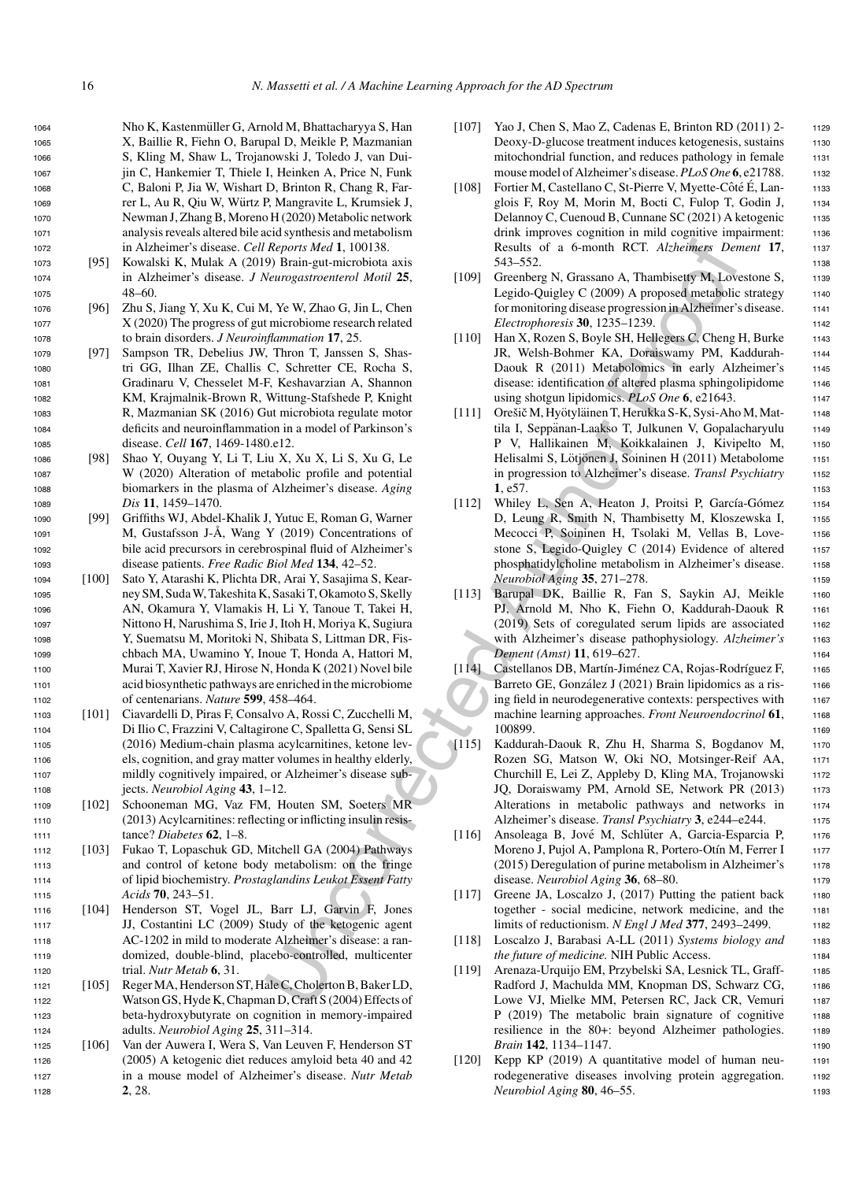Nho K, Kastenmüller G, Arnold M, Bhattacharyya S, Han X, Baillie R, Fiehn O, Barupal D, Meikle P, Mazmanian S, Kling M, Shaw L, Trojanowski J, Toledo J, van Duijin C, Hankemier T, Thiele I, Heinken A, Price N, Funk C, Baloni P, Jia W, Wishart D, Brinton R, Chang R, Farrer L, Au R, Qiu W, Würtz P, Mangravite L, Krumsiek J, Newman J, Zhang B, Moreno H (2020) Metabolic network analysis reveals altered bile acid synthesis and metabolism in Alzheimer's disease. *Cell Reports Med* **1**, 100138.

[95] Kowalski K, Mulak A (2019) Brain-gut-microbiota axis in Alzheimer's disease. *J Neurogastroenterol Motil* **25**, 48–60.

[96] Zhu S, Jiang Y, Xu K, Cui M, Ye W, Zhao G, Jin L, Chen X (2020) The progress of gut microbiome research related to brain disorders. *J Neuroinflammation* **17**, 25.

[97] Sampson TR, Debelius JW, Thron T, Janssen S, Shastri GG, Ilhan ZE, Challis C, Schretter CE, Rocha S, Gradinaru V, Chesselet M-F, Keshavarzian A, Shannon KM, Krajmalnik-Brown R, Wittung-Stafshede P, Knight R, Mazmanian SK (2016) Gut microbiota regulate motor deficits and neuroinflammation in a model of Parkinson's disease. *Cell* **167**, 1469-1480.e12.

[98] Shao Y, Ouyang Y, Li T, Liu X, Xu X, Li S, Xu G, Le W (2020) Alteration of metabolic profile and potential biomarkers in the plasma of Alzheimer's disease. *Aging Dis* **11**, 1459–1470.

[99] Griffiths WJ, Abdel-Khalik J, Yutuc E, Roman G, Warner M, Gustafsson J-Å, Wang Y (2019) Concentrations of bile acid precursors in cerebrospinal fluid of Alzheimer's disease patients. *Free Radic Biol Med* **134**, 42–52.

[100] Sato Y, Atarashi K, Plichta DR, Arai Y, Sasajima S, Kearney SM, Suda W, Takeshita K, Sasaki T, Okamoto S, Skelly AN, Okamura Y, Vlamakis H, Li Y, Tanoue T, Takei H, Nittono H, Narushima S, Irie J, Itoh H, Moriya K, Sugiura Y, Suematsu M, Moritoki N, Shibata S, Littman DR, Fischbach MA, Uwamino Y, Inoue T, Honda A, Hattori M, Murai T, Xavier RJ, Hirose N, Honda K (2021) Novel bile acid biosynthetic pathways are enriched in the microbiome of centenarians. *Nature* **599**, 458–464.

[101] Ciavardelli D, Piras F, Consalvo A, Rossi C, Zucchelli M, Di Ilio C, Frazzini V, Caltagirone C, Spalletta G, Sensi SL (2016) Medium-chain plasma acylcarnitines, ketone levels, cognition, and gray matter volumes in healthy elderly, mildly cognitively impaired, or Alzheimer's disease subjects. *Neurobiol Aging* **43**, 1–12.

[102] Schooneman MG, Vaz FM, Houten SM, Soeters MR (2013) Acylcarnitines: reflecting or inflicting insulin resistance? *Diabetes* **62**, 1–8.

[103] Fukao T, Lopaschuk GD, Mitchell GA (2004) Pathways and control of ketone body metabolism: on the fringe of lipid biochemistry. *Prostaglandins Leukot Essent Fatty Acids* **70**, 243–51.

[104] Henderson ST, Vogel JL, Barr LJ, Garvin F, Jones JJ, Costantini LC (2009) Study of the ketogenic agent AC-1202 in mild to moderate Alzheimer's disease: a randomized, double-blind, placebo-controlled, multicenter trial. *Nutr Metab* **6**, 31.

[105] Reger MA, Henderson ST, Hale C, Cholerton B, Baker LD, Watson GS, Hyde K, Chapman D, Craft S (2004) Effects of beta-hydroxybutyrate on cognition in memory-impaired adults. *Neurobiol Aging* **25**, 311–314.

[106] Van der Auwera I, Wera S, Van Leuven F, Henderson ST (2005) A ketogenic diet reduces amyloid beta 40 and 42 in a mouse model of Alzheimer's disease. *Nutr Metab* **2**, 28.

[107] Yao J, Chen S, Mao Z, Cadenas E, Brinton RD (2011) 2-Deoxy-D-glucose treatment induces ketogenesis, sustains mitochondrial function, and reduces pathology in female mouse model of Alzheimer's disease. *PLoS One* **6**, e21788.

[108] Fortier M, Castellano C, St-Pierre V, Myette-Côté É, Langlois F, Roy M, Morin M, Bocti C, Fulop T, Godin J, Delannoy C, Cuenoud B, Cunnane SC (2021) A ketogenic drink improves cognition in mild cognitive impairment: Results of a 6-month RCT. *Alzheimers Dement* **17**, 543–552.

[109] Greenberg N, Grassano A, Thambisetty M, Lovestone S, Legido-Quigley C (2009) A proposed metabolic strategy for monitoring disease progression in Alzheimer's disease. *Electrophoresis* **30**, 1235–1239.

[110] Han X, Rozen S, Boyle SH, Hellegers C, Cheng H, Burke JR, Welsh-Bohmer KA, Doraiswamy PM, Kaddurah-Daouk R (2011) Metabolomics in early Alzheimer's disease: identification of altered plasma sphingolipidome using shotgun lipidomics. *PLoS One* **6**, e21643.

[111] Orešič M, Hyötyläinen T, Herukka S-K, Sysi-Aho M, Mattila I, Seppänan-Laakso T, Julkunen V, Gopalacharyulu P V, Hallikainen M, Koikkalainen J, Kivipelto M, Helisalmi S, Lötjönen J, Soininen H (2011) Metabolome in progression to Alzheimer's disease. *Transl Psychiatry* **1**, e57.

[112] Whiley L, Sen A, Heaton J, Proitsi P, García-Gómez D, Leung R, Smith N, Thambisetty M, Kloszewska I, Mecocci P, Soininen H, Tsolaki M, Vellas B, Lovestone S, Legido-Quigley C (2014) Evidence of altered phosphatidylcholine metabolism in Alzheimer's disease. *Neurobiol Aging* **35**, 271–278.

[113] Barupal DK, Baillie R, Fan S, Saykin AJ, Meikle PJ, Arnold M, Nho K, Fiehn O, Kaddurah-Daouk R (2019) Sets of coregulated serum lipids are associated with Alzheimer's disease pathophysiology. *Alzheimer's Dement (Amst)* **11**, 619–627.

[114] Castellanos DB, Martín-Jiménez CA, Rojas-Rodríguez F, Barreto GE, González J (2021) Brain lipidomics as a rising field in neurodegenerative contexts: perspectives with machine learning approaches. *Front Neuroendocrinol* **61**, 100899.

[115] Kaddurah-Daouk R, Zhu H, Sharma S, Bogdanov M, Rozen SG, Matson W, Oki NO, Motsinger-Reif AA, Churchill E, Lei Z, Appleby D, Kling MA, Trojanowski JQ, Doraiswamy PM, Arnold SE, Network PR (2013) Alterations in metabolic pathways and networks in Alzheimer's disease. *Transl Psychiatry* **3**, e244–e244.

[116] Ansoleaga B, Jové M, Schlüter A, Garcia-Esparcia P, Moreno J, Pujol A, Pamplona R, Portero-Otín M, Ferrer I (2015) Deregulation of purine metabolism in Alzheimer's disease. *Neurobiol Aging* **36**, 68–80.

[117] Greene JA, Loscalzo J, (2017) Putting the patient back together - social medicine, network medicine, and the limits of reductionism. *N Engl J Med* **377**, 2493–2499.

[118] Loscalzo J, Barabasi A-LL (2011) *Systems biology and the future of medicine.* NIH Public Access.

[119] Arenaza-Urquijo EM, Przybelski SA, Lesnick TL, Graff-Radford J, Machulda MM, Knopman DS, Schwarz CG, Lowe VJ, Mielke MM, Petersen RC, Jack CR, Vemuri P (2019) The metabolic brain signature of cognitive resilience in the 80+: beyond Alzheimer pathologies. *Brain* **142**, 1134–1147.

[120] Kepp KP (2019) A quantitative model of human neurodegenerative diseases involving protein aggregation. *Neurobiol Aging* **80**, 46–55.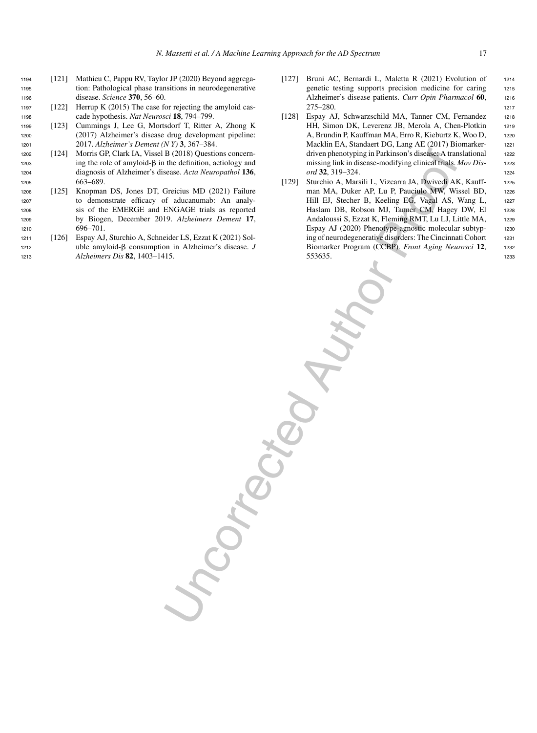[121] Mathieu C, Pappu RV, Taylor JP (2020) Beyond aggregation: Pathological phase transitions in neurodegenerative disease. *Science* **370**, 56–60.

[122] Herrup K (2015) The case for rejecting the amyloid cascade hypothesis. *Nat Neurosci* **18**, 794–799.

[123] Cummings J, Lee G, Mortsdorf T, Ritter A, Zhong K (2017) Alzheimer's disease drug development pipeline: 2017. *Alzheimer's Dement (N Y)* **3**, 367–384.

[124] Morris GP, Clark IA, Vissel B (2018) Questions concerning the role of amyloid-β in the definition, aetiology and diagnosis of Alzheimer's disease. *Acta Neuropathol* **136**, 663–689.

[125] Knopman DS, Jones DT, Greicius MD (2021) Failure to demonstrate efficacy of aducanumab: An analysis of the EMERGE and ENGAGE trials as reported by Biogen, December 2019. *Alzheimers Dement* **17**, 696–701.

[126] Espay AJ, Sturchio A, Schneider LS, Ezzat K (2021) Soluble amyloid-β consumption in Alzheimer's disease. *J Alzheimers Dis* **82**, 1403–1415.

[127] Bruni AC, Bernardi L, Maletta R (2021) Evolution of genetic testing supports precision medicine for caring Alzheimer's disease patients. *Curr Opin Pharmacol* **60**, 275–280.

[128] Espay AJ, Schwarzschild MA, Tanner CM, Fernandez HH, Simon DK, Leverenz JB, Merola A, Chen-Plotkin A, Brundin P, Kauffman MA, Erro R, Kieburtz K, Woo D, Macklin EA, Standaert DG, Lang AE (2017) Biomarker-driven phenotyping in Parkinson's disease: A translational missing link in disease-modifying clinical trials. *Mov Disord* **32**, 319–324.

[129] Sturchio A, Marsili L, Vizcarra JA, Dwivedi AK, Kauffman MA, Duker AP, Lu P, Pauciulo MW, Wissel BD, Hill EJ, Stecher B, Keeling EG, Vagal AS, Wang L, Haslam DB, Robson MJ, Tanner CM, Hagey DW, El Andaloussi S, Ezzat K, Fleming RMT, Lu LJ, Little MA, Espay AJ (2020) Phenotype-agnostic molecular subtyping of neurodegenerative disorders: The Cincinnati Cohort Biomarker Program (CCBP). *Front Aging Neurosci* **12**, 553635.